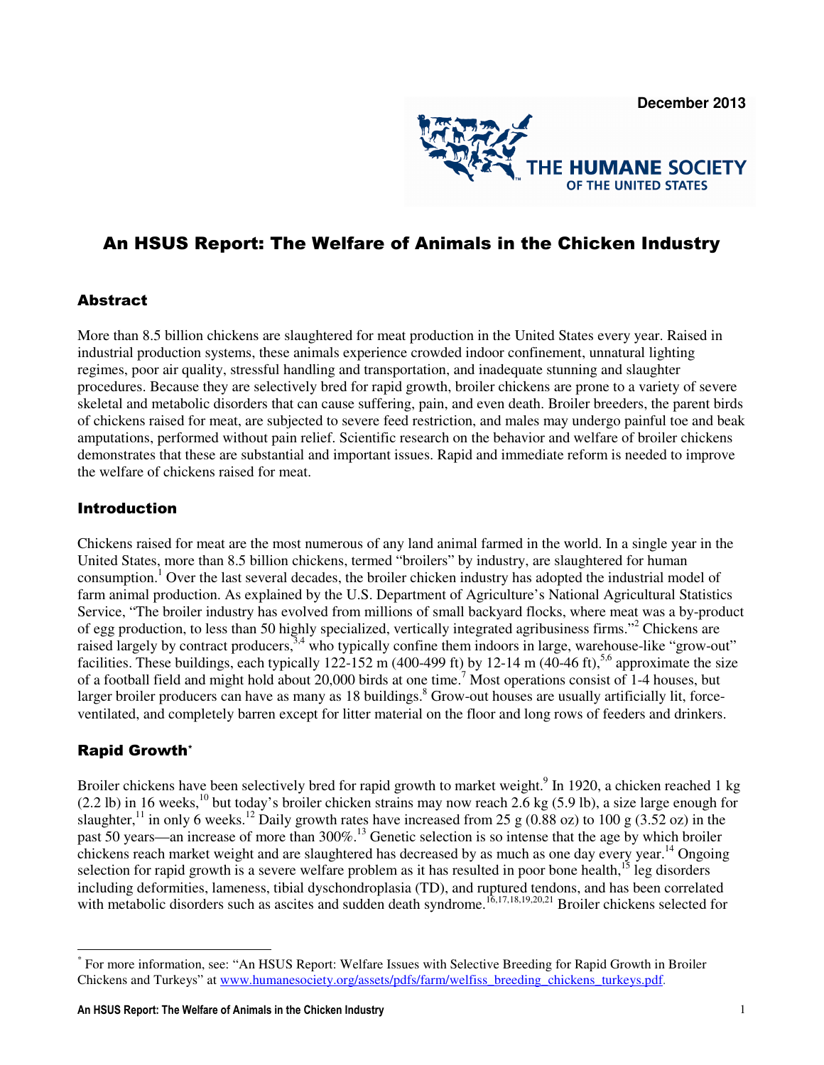December 2013

THE HUMANE SOCIETY OF THE UNITED STATES

# An HSUS Report: The Welfare of Animals in the Chicken Industry

## Abstract

More than 8.5 billion chickens are slaughtered for meat production in the United States every year. Raised in industrial production systems, these animals experience crowded indoor confinement, unnatural lighting regimes, poor air quality, stressful handling and transportation, and inadequate stunning and slaughter procedures. Because they are selectively bred for rapid growth, broiler chickens are prone to a variety of severe skeletal and metabolic disorders that can cause suffering, pain, and even death. Broiler breeders, the parent birds of chickens raised for meat, are subjected to severe feed restriction, and males may undergo painful toe and beak amputations, performed without pain relief. Scientific research on the behavior and welfare of broiler chickens demonstrates that these are substantial and important issues. Rapid and immediate reform is needed to improve the welfare of chickens raised for meat.

## Introduction

Chickens raised for meat are the most numerous of any land animal farmed in the world. In a single year in the United States, more than 8.5 billion chickens, termed "broilers" by industry, are slaughtered for human consumption.[1] Over the last several decades, the broiler chicken industry has adopted the industrial model of farm animal production. As explained by the U.S. Department of Agriculture's National Agricultural Statistics Service, "The broiler industry has evolved from millions of small backyard flocks, where meat was a by-product of egg production, to less than 50 highly specialized, vertically integrated agribusiness firms."[2] Chickens are raised largely by contract producers,[3,4] who typically confine them indoors in large, warehouse-like "grow-out" facilities. These buildings, each typically 122-152 m (400-499 ft) by 12-14 m (40-46 ft),[5,6] approximate the size of a football field and might hold about 20,000 birds at one time.[7] Most operations consist of 1-4 houses, but larger broiler producers can have as many as 18 buildings.[8] Grow-out houses are usually artificially lit, force-ventilated, and completely barren except for litter material on the floor and long rows of feeders and drinkers.

## Rapid Growth*

Broiler chickens have been selectively bred for rapid growth to market weight.[9] In 1920, a chicken reached 1 kg (2.2 lb) in 16 weeks,[10] but today's broiler chicken strains may now reach 2.6 kg (5.9 lb), a size large enough for slaughter,[11] in only 6 weeks.[12] Daily growth rates have increased from 25 g (0.88 oz) to 100 g (3.52 oz) in the past 50 years—an increase of more than 300%.[13] Genetic selection is so intense that the age by which broiler chickens reach market weight and are slaughtered has decreased by as much as one day every year.[14] Ongoing selection for rapid growth is a severe welfare problem as it has resulted in poor bone health,[15] leg disorders including deformities, lameness, tibial dyschondroplasia (TD), and ruptured tendons, and has been correlated with metabolic disorders such as ascites and sudden death syndrome.[16,17,18,19,20,21] Broiler chickens selected for

---

* For more information, see: "An HSUS Report: Welfare Issues with Selective Breeding for Rapid Growth in Broiler Chickens and Turkeys" at www.humanesociety.org/assets/pdfs/farm/welfiss_breeding_chickens_turkeys.pdf.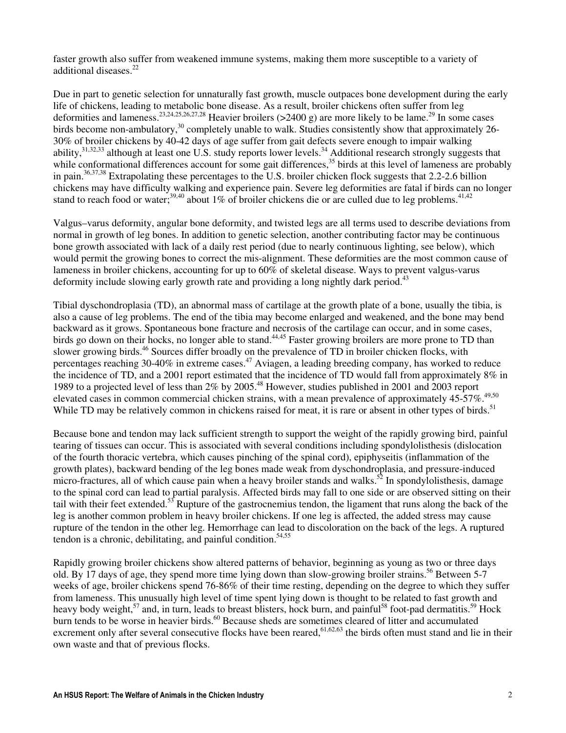faster growth also suffer from weakened immune systems, making them more susceptible to a variety of additional diseases.[22]

Due in part to genetic selection for unnaturally fast growth, muscle outpaces bone development during the early life of chickens, leading to metabolic bone disease. As a result, broiler chickens often suffer from leg deformities and lameness.[23,24,25,26,27,28] Heavier broilers (>2400 g) are more likely to be lame.[29] In some cases birds become non-ambulatory,[30] completely unable to walk. Studies consistently show that approximately 26-30% of broiler chickens by 40-42 days of age suffer from gait defects severe enough to impair walking ability,[31,32,33] although at least one U.S. study reports lower levels.[34] Additional research strongly suggests that while conformational differences account for some gait differences,[35] birds at this level of lameness are probably in pain.[36,37,38] Extrapolating these percentages to the U.S. broiler chicken flock suggests that 2.2-2.6 billion chickens may have difficulty walking and experience pain. Severe leg deformities are fatal if birds can no longer stand to reach food or water;[39,40] about 1% of broiler chickens die or are culled due to leg problems.[41,42]

Valgus–varus deformity, angular bone deformity, and twisted legs are all terms used to describe deviations from normal in growth of leg bones. In addition to genetic selection, another contributing factor may be continuous bone growth associated with lack of a daily rest period (due to nearly continuous lighting, see below), which would permit the growing bones to correct the mis-alignment. These deformities are the most common cause of lameness in broiler chickens, accounting for up to 60% of skeletal disease. Ways to prevent valgus-varus deformity include slowing early growth rate and providing a long nightly dark period.[43]

Tibial dyschondroplasia (TD), an abnormal mass of cartilage at the growth plate of a bone, usually the tibia, is also a cause of leg problems. The end of the tibia may become enlarged and weakened, and the bone may bend backward as it grows. Spontaneous bone fracture and necrosis of the cartilage can occur, and in some cases, birds go down on their hocks, no longer able to stand.[44,45] Faster growing broilers are more prone to TD than slower growing birds.[46] Sources differ broadly on the prevalence of TD in broiler chicken flocks, with percentages reaching 30-40% in extreme cases.[47] Aviagen, a leading breeding company, has worked to reduce the incidence of TD, and a 2001 report estimated that the incidence of TD would fall from approximately 8% in 1989 to a projected level of less than 2% by 2005.[48] However, studies published in 2001 and 2003 report elevated cases in common commercial chicken strains, with a mean prevalence of approximately 45-57%.[49,50] While TD may be relatively common in chickens raised for meat, it is rare or absent in other types of birds.[51]

Because bone and tendon may lack sufficient strength to support the weight of the rapidly growing bird, painful tearing of tissues can occur. This is associated with several conditions including spondylolisthesis (dislocation of the fourth thoracic vertebra, which causes pinching of the spinal cord), epiphyseitis (inflammation of the growth plates), backward bending of the leg bones made weak from dyschondroplasia, and pressure-induced micro-fractures, all of which cause pain when a heavy broiler stands and walks.[52] In spondylolisthesis, damage to the spinal cord can lead to partial paralysis. Affected birds may fall to one side or are observed sitting on their tail with their feet extended.[53] Rupture of the gastrocnemius tendon, the ligament that runs along the back of the leg is another common problem in heavy broiler chickens. If one leg is affected, the added stress may cause rupture of the tendon in the other leg. Hemorrhage can lead to discoloration on the back of the legs. A ruptured tendon is a chronic, debilitating, and painful condition.[54,55]

Rapidly growing broiler chickens show altered patterns of behavior, beginning as young as two or three days old. By 17 days of age, they spend more time lying down than slow-growing broiler strains.[56] Between 5-7 weeks of age, broiler chickens spend 76-86% of their time resting, depending on the degree to which they suffer from lameness. This unusually high level of time spent lying down is thought to be related to fast growth and heavy body weight,[57] and, in turn, leads to breast blisters, hock burn, and painful[58] foot-pad dermatitis.[59] Hock burn tends to be worse in heavier birds.[60] Because sheds are sometimes cleared of litter and accumulated excrement only after several consecutive flocks have been reared,[61,62,63] the birds often must stand and lie in their own waste and that of previous flocks.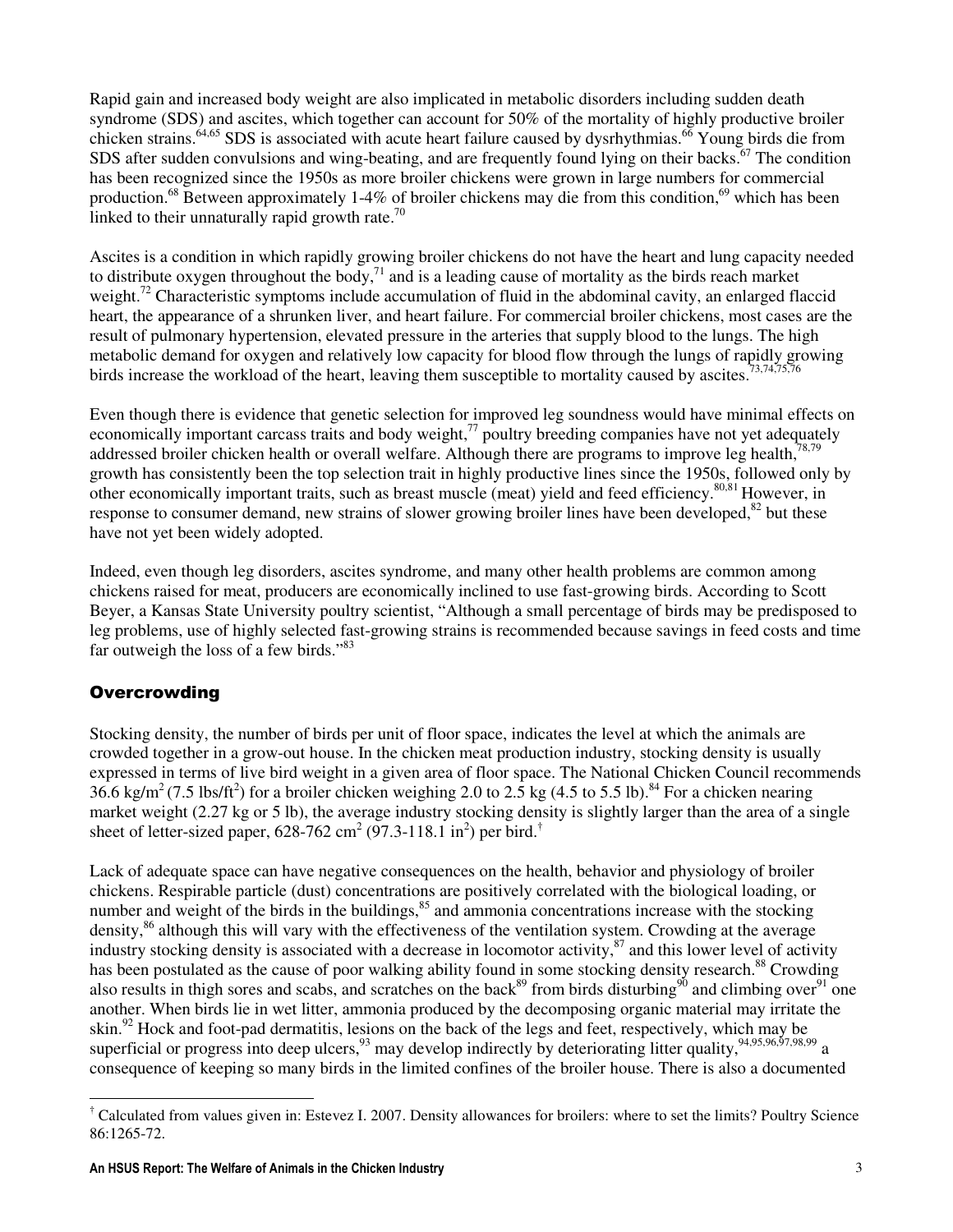Rapid gain and increased body weight are also implicated in metabolic disorders including sudden death syndrome (SDS) and ascites, which together can account for 50% of the mortality of highly productive broiler chicken strains.[64,65] SDS is associated with acute heart failure caused by dysrhythmias.[66] Young birds die from SDS after sudden convulsions and wing-beating, and are frequently found lying on their backs.[67] The condition has been recognized since the 1950s as more broiler chickens were grown in large numbers for commercial production.[68] Between approximately 1-4% of broiler chickens may die from this condition,[69] which has been linked to their unnaturally rapid growth rate.[70]

Ascites is a condition in which rapidly growing broiler chickens do not have the heart and lung capacity needed to distribute oxygen throughout the body,[71] and is a leading cause of mortality as the birds reach market weight.[72] Characteristic symptoms include accumulation of fluid in the abdominal cavity, an enlarged flaccid heart, the appearance of a shrunken liver, and heart failure. For commercial broiler chickens, most cases are the result of pulmonary hypertension, elevated pressure in the arteries that supply blood to the lungs. The high metabolic demand for oxygen and relatively low capacity for blood flow through the lungs of rapidly growing birds increase the workload of the heart, leaving them susceptible to mortality caused by ascites.[73,74,75,76]

Even though there is evidence that genetic selection for improved leg soundness would have minimal effects on economically important carcass traits and body weight,[77] poultry breeding companies have not yet adequately addressed broiler chicken health or overall welfare. Although there are programs to improve leg health,[78,79] growth has consistently been the top selection trait in highly productive lines since the 1950s, followed only by other economically important traits, such as breast muscle (meat) yield and feed efficiency.[80,81] However, in response to consumer demand, new strains of slower growing broiler lines have been developed,[82] but these have not yet been widely adopted.

Indeed, even though leg disorders, ascites syndrome, and many other health problems are common among chickens raised for meat, producers are economically inclined to use fast-growing birds. According to Scott Beyer, a Kansas State University poultry scientist, "Although a small percentage of birds may be predisposed to leg problems, use of highly selected fast-growing strains is recommended because savings in feed costs and time far outweigh the loss of a few birds."[83]

## Overcrowding

Stocking density, the number of birds per unit of floor space, indicates the level at which the animals are crowded together in a grow-out house. In the chicken meat production industry, stocking density is usually expressed in terms of live bird weight in a given area of floor space. The National Chicken Council recommends 36.6 kg/m$^2$ (7.5 lbs/ft$^2$) for a broiler chicken weighing 2.0 to 2.5 kg (4.5 to 5.5 lb).[84] For a chicken nearing market weight (2.27 kg or 5 lb), the average industry stocking density is slightly larger than the area of a single sheet of letter-sized paper, 628-762 cm$^2$ (97.3-118.1 in$^2$) per bird.[†]

Lack of adequate space can have negative consequences on the health, behavior and physiology of broiler chickens. Respirable particle (dust) concentrations are positively correlated with the biological loading, or number and weight of the birds in the buildings,[85] and ammonia concentrations increase with the stocking density,[86] although this will vary with the effectiveness of the ventilation system. Crowding at the average industry stocking density is associated with a decrease in locomotor activity,[87] and this lower level of activity has been postulated as the cause of poor walking ability found in some stocking density research.[88] Crowding also results in thigh sores and scabs, and scratches on the back[89] from birds disturbing[90] and climbing over[91] one another. When birds lie in wet litter, ammonia produced by the decomposing organic material may irritate the skin.[92] Hock and foot-pad dermatitis, lesions on the back of the legs and feet, respectively, which may be superficial or progress into deep ulcers,[93] may develop indirectly by deteriorating litter quality,[94,95,96,97,98,99] a consequence of keeping so many birds in the limited confines of the broiler house. There is also a documented

---

[†] Calculated from values given in: Estevez I. 2007. Density allowances for broilers: where to set the limits? Poultry Science 86:1265-72.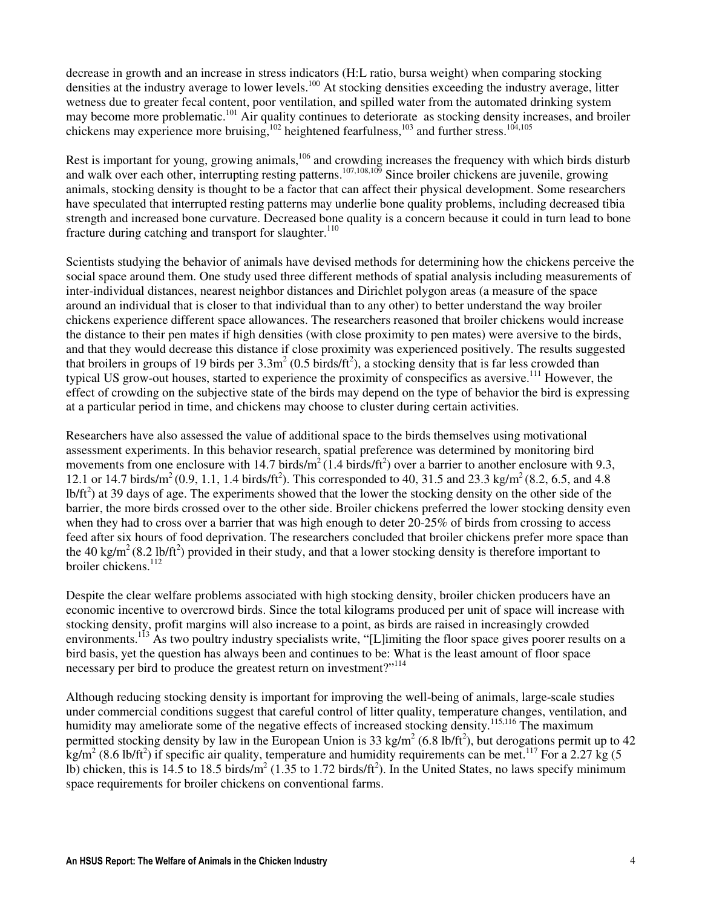decrease in growth and an increase in stress indicators (H:L ratio, bursa weight) when comparing stocking densities at the industry average to lower levels.[100] At stocking densities exceeding the industry average, litter wetness due to greater fecal content, poor ventilation, and spilled water from the automated drinking system may become more problematic.[101] Air quality continues to deteriorate as stocking density increases, and broiler chickens may experience more bruising,[102] heightened fearfulness,[103] and further stress.[104,105]

Rest is important for young, growing animals,[106] and crowding increases the frequency with which birds disturb and walk over each other, interrupting resting patterns.[107,108,109] Since broiler chickens are juvenile, growing animals, stocking density is thought to be a factor that can affect their physical development. Some researchers have speculated that interrupted resting patterns may underlie bone quality problems, including decreased tibia strength and increased bone curvature. Decreased bone quality is a concern because it could in turn lead to bone fracture during catching and transport for slaughter.[110]

Scientists studying the behavior of animals have devised methods for determining how the chickens perceive the social space around them. One study used three different methods of spatial analysis including measurements of inter-individual distances, nearest neighbor distances and Dirichlet polygon areas (a measure of the space around an individual that is closer to that individual than to any other) to better understand the way broiler chickens experience different space allowances. The researchers reasoned that broiler chickens would increase the distance to their pen mates if high densities (with close proximity to pen mates) were aversive to the birds, and that they would decrease this distance if close proximity was experienced positively. The results suggested that broilers in groups of 19 birds per $3.3\text{m}^2$ (0.5 birds/$\text{ft}^2$), a stocking density that is far less crowded than typical US grow-out houses, started to experience the proximity of conspecifics as aversive.[111] However, the effect of crowding on the subjective state of the birds may depend on the type of behavior the bird is expressing at a particular period in time, and chickens may choose to cluster during certain activities.

Researchers have also assessed the value of additional space to the birds themselves using motivational assessment experiments. In this behavior research, spatial preference was determined by monitoring bird movements from one enclosure with 14.7 birds/$\text{m}^2$ (1.4 birds/$\text{ft}^2$) over a barrier to another enclosure with 9.3, 12.1 or 14.7 birds/$\text{m}^2$ (0.9, 1.1, 1.4 birds/$\text{ft}^2$). This corresponded to 40, 31.5 and 23.3 kg/$\text{m}^2$ (8.2, 6.5, and 4.8 lb/$\text{ft}^2$) at 39 days of age. The experiments showed that the lower the stocking density on the other side of the barrier, the more birds crossed over to the other side. Broiler chickens preferred the lower stocking density even when they had to cross over a barrier that was high enough to deter 20-25% of birds from crossing to access feed after six hours of food deprivation. The researchers concluded that broiler chickens prefer more space than the 40 kg/$\text{m}^2$ (8.2 lb/$\text{ft}^2$) provided in their study, and that a lower stocking density is therefore important to broiler chickens.[112]

Despite the clear welfare problems associated with high stocking density, broiler chicken producers have an economic incentive to overcrowd birds. Since the total kilograms produced per unit of space will increase with stocking density, profit margins will also increase to a point, as birds are raised in increasingly crowded environments.[113] As two poultry industry specialists write, "[L]imiting the floor space gives poorer results on a bird basis, yet the question has always been and continues to be: What is the least amount of floor space necessary per bird to produce the greatest return on investment?"[114]

Although reducing stocking density is important for improving the well-being of animals, large-scale studies under commercial conditions suggest that careful control of litter quality, temperature changes, ventilation, and humidity may ameliorate some of the negative effects of increased stocking density.[115,116] The maximum permitted stocking density by law in the European Union is 33 kg/$\text{m}^2$ (6.8 lb/$\text{ft}^2$), but derogations permit up to 42 kg/$\text{m}^2$ (8.6 lb/$\text{ft}^2$) if specific air quality, temperature and humidity requirements can be met.[117] For a 2.27 kg (5 lb) chicken, this is 14.5 to 18.5 birds/$\text{m}^2$ (1.35 to 1.72 birds/$\text{ft}^2$). In the United States, no laws specify minimum space requirements for broiler chickens on conventional farms.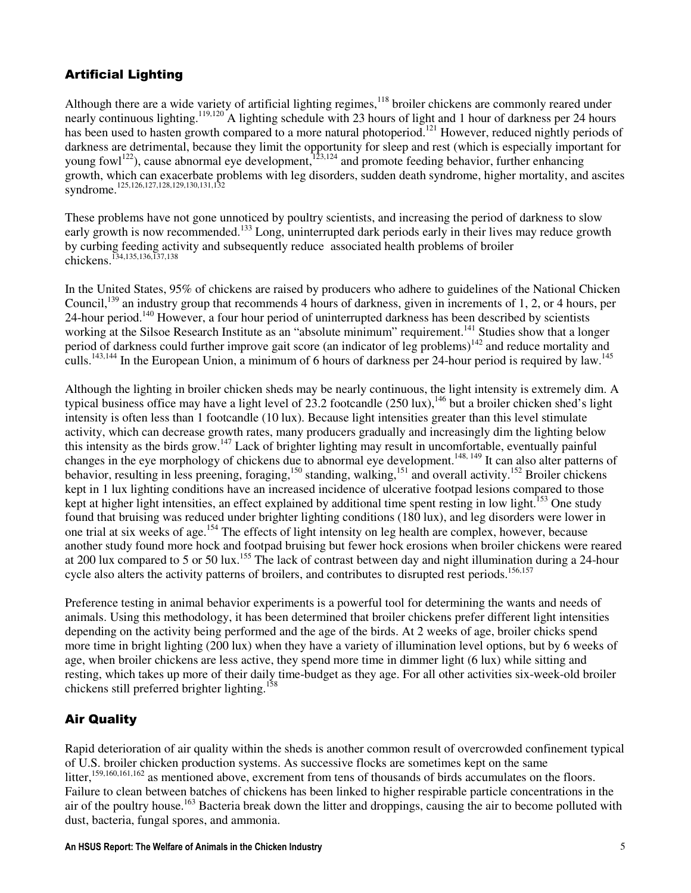## Artificial Lighting

Although there are a wide variety of artificial lighting regimes,[118] broiler chickens are commonly reared under nearly continuous lighting.[119,120] A lighting schedule with 23 hours of light and 1 hour of darkness per 24 hours has been used to hasten growth compared to a more natural photoperiod.[121] However, reduced nightly periods of darkness are detrimental, because they limit the opportunity for sleep and rest (which is especially important for young fowl[122]), cause abnormal eye development,[123,124] and promote feeding behavior, further enhancing growth, which can exacerbate problems with leg disorders, sudden death syndrome, higher mortality, and ascites syndrome.[125,126,127,128,129,130,131,132]

These problems have not gone unnoticed by poultry scientists, and increasing the period of darkness to slow early growth is now recommended.[133] Long, uninterrupted dark periods early in their lives may reduce growth by curbing feeding activity and subsequently reduce associated health problems of broiler chickens.[134,135,136,137,138]

In the United States, 95% of chickens are raised by producers who adhere to guidelines of the National Chicken Council,[139] an industry group that recommends 4 hours of darkness, given in increments of 1, 2, or 4 hours, per 24-hour period.[140] However, a four hour period of uninterrupted darkness has been described by scientists working at the Silsoe Research Institute as an "absolute minimum" requirement.[141] Studies show that a longer period of darkness could further improve gait score (an indicator of leg problems)[142] and reduce mortality and culls.[143,144] In the European Union, a minimum of 6 hours of darkness per 24-hour period is required by law.[145]

Although the lighting in broiler chicken sheds may be nearly continuous, the light intensity is extremely dim. A typical business office may have a light level of 23.2 footcandle (250 lux),[146] but a broiler chicken shed's light intensity is often less than 1 footcandle (10 lux). Because light intensities greater than this level stimulate activity, which can decrease growth rates, many producers gradually and increasingly dim the lighting below this intensity as the birds grow.[147] Lack of brighter lighting may result in uncomfortable, eventually painful changes in the eye morphology of chickens due to abnormal eye development.[148, 149] It can also alter patterns of behavior, resulting in less preening, foraging,[150] standing, walking,[151] and overall activity.[152] Broiler chickens kept in 1 lux lighting conditions have an increased incidence of ulcerative footpad lesions compared to those kept at higher light intensities, an effect explained by additional time spent resting in low light.[153] One study found that bruising was reduced under brighter lighting conditions (180 lux), and leg disorders were lower in one trial at six weeks of age.[154] The effects of light intensity on leg health are complex, however, because another study found more hock and footpad bruising but fewer hock erosions when broiler chickens were reared at 200 lux compared to 5 or 50 lux.[155] The lack of contrast between day and night illumination during a 24-hour cycle also alters the activity patterns of broilers, and contributes to disrupted rest periods.[156,157]

Preference testing in animal behavior experiments is a powerful tool for determining the wants and needs of animals. Using this methodology, it has been determined that broiler chickens prefer different light intensities depending on the activity being performed and the age of the birds. At 2 weeks of age, broiler chicks spend more time in bright lighting (200 lux) when they have a variety of illumination level options, but by 6 weeks of age, when broiler chickens are less active, they spend more time in dimmer light (6 lux) while sitting and resting, which takes up more of their daily time-budget as they age. For all other activities six-week-old broiler chickens still preferred brighter lighting.[158]

## Air Quality

Rapid deterioration of air quality within the sheds is another common result of overcrowded confinement typical of U.S. broiler chicken production systems. As successive flocks are sometimes kept on the same litter,[159,160,161,162] as mentioned above, excrement from tens of thousands of birds accumulates on the floors. Failure to clean between batches of chickens has been linked to higher respirable particle concentrations in the air of the poultry house.[163] Bacteria break down the litter and droppings, causing the air to become polluted with dust, bacteria, fungal spores, and ammonia.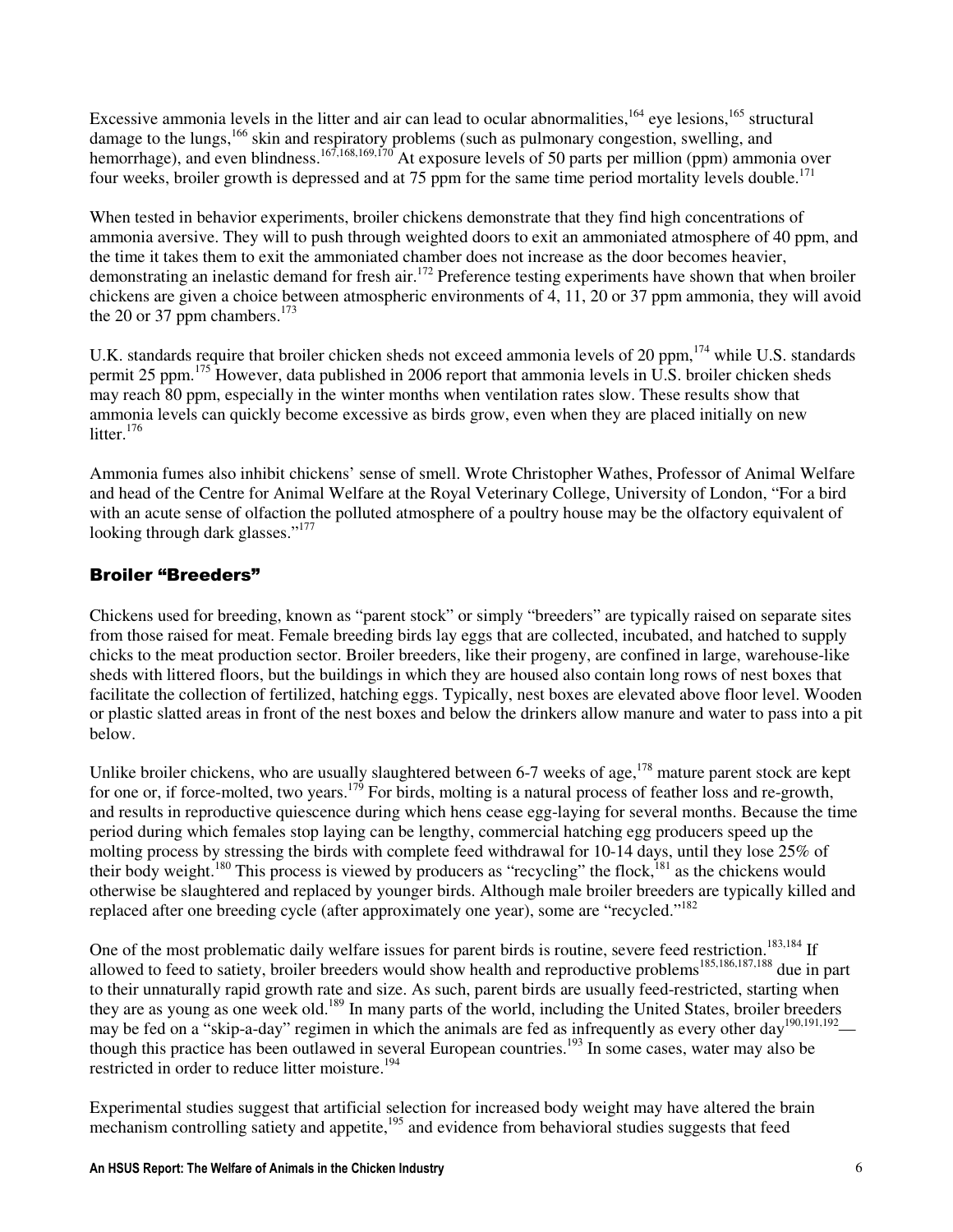Excessive ammonia levels in the litter and air can lead to ocular abnormalities,[164] eye lesions,[165] structural damage to the lungs,[166] skin and respiratory problems (such as pulmonary congestion, swelling, and hemorrhage), and even blindness.[167,168,169,170] At exposure levels of 50 parts per million (ppm) ammonia over four weeks, broiler growth is depressed and at 75 ppm for the same time period mortality levels double.[171]

When tested in behavior experiments, broiler chickens demonstrate that they find high concentrations of ammonia aversive. They will to push through weighted doors to exit an ammoniated atmosphere of 40 ppm, and the time it takes them to exit the ammoniated chamber does not increase as the door becomes heavier, demonstrating an inelastic demand for fresh air.[172] Preference testing experiments have shown that when broiler chickens are given a choice between atmospheric environments of 4, 11, 20 or 37 ppm ammonia, they will avoid the 20 or 37 ppm chambers.[173]

U.K. standards require that broiler chicken sheds not exceed ammonia levels of 20 ppm,[174] while U.S. standards permit 25 ppm.[175] However, data published in 2006 report that ammonia levels in U.S. broiler chicken sheds may reach 80 ppm, especially in the winter months when ventilation rates slow. These results show that ammonia levels can quickly become excessive as birds grow, even when they are placed initially on new litter.[176]

Ammonia fumes also inhibit chickens' sense of smell. Wrote Christopher Wathes, Professor of Animal Welfare and head of the Centre for Animal Welfare at the Royal Veterinary College, University of London, "For a bird with an acute sense of olfaction the polluted atmosphere of a poultry house may be the olfactory equivalent of looking through dark glasses."[177]

## Broiler "Breeders"

Chickens used for breeding, known as "parent stock" or simply "breeders" are typically raised on separate sites from those raised for meat. Female breeding birds lay eggs that are collected, incubated, and hatched to supply chicks to the meat production sector. Broiler breeders, like their progeny, are confined in large, warehouse-like sheds with littered floors, but the buildings in which they are housed also contain long rows of nest boxes that facilitate the collection of fertilized, hatching eggs. Typically, nest boxes are elevated above floor level. Wooden or plastic slatted areas in front of the nest boxes and below the drinkers allow manure and water to pass into a pit below.

Unlike broiler chickens, who are usually slaughtered between 6-7 weeks of age,[178] mature parent stock are kept for one or, if force-molted, two years.[179] For birds, molting is a natural process of feather loss and re-growth, and results in reproductive quiescence during which hens cease egg-laying for several months. Because the time period during which females stop laying can be lengthy, commercial hatching egg producers speed up the molting process by stressing the birds with complete feed withdrawal for 10-14 days, until they lose 25% of their body weight.[180] This process is viewed by producers as "recycling" the flock,[181] as the chickens would otherwise be slaughtered and replaced by younger birds. Although male broiler breeders are typically killed and replaced after one breeding cycle (after approximately one year), some are "recycled."[182]

One of the most problematic daily welfare issues for parent birds is routine, severe feed restriction.[183,184] If allowed to feed to satiety, broiler breeders would show health and reproductive problems[185,186,187,188] due in part to their unnaturally rapid growth rate and size. As such, parent birds are usually feed-restricted, starting when they are as young as one week old.[189] In many parts of the world, including the United States, broiler breeders may be fed on a "skip-a-day" regimen in which the animals are fed as infrequently as every other day[190,191,192]—though this practice has been outlawed in several European countries.[193] In some cases, water may also be restricted in order to reduce litter moisture.[194]

Experimental studies suggest that artificial selection for increased body weight may have altered the brain mechanism controlling satiety and appetite,[195] and evidence from behavioral studies suggests that feed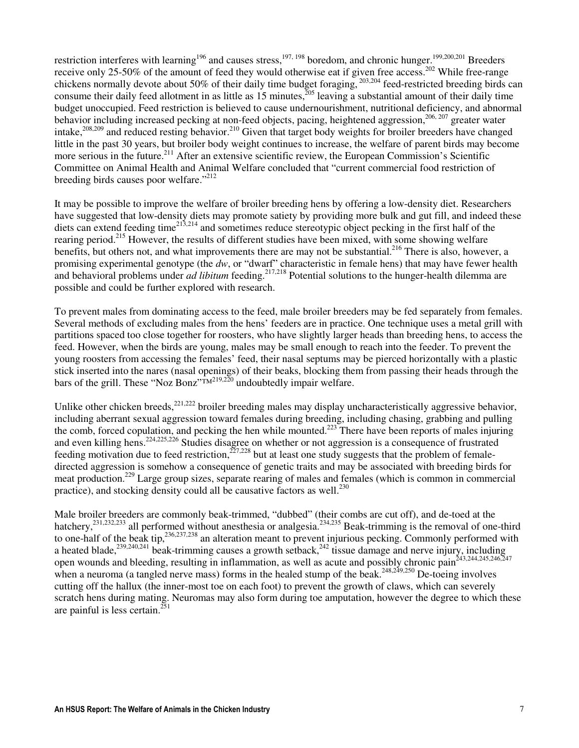restriction interferes with learning[196] and causes stress,[197, 198] boredom, and chronic hunger.[199,200,201] Breeders receive only 25-50% of the amount of feed they would otherwise eat if given free access.[202] While free-range chickens normally devote about 50% of their daily time budget foraging, [203,204] feed-restricted breeding birds can consume their daily feed allotment in as little as 15 minutes,[205] leaving a substantial amount of their daily time budget unoccupied. Feed restriction is believed to cause undernourishment, nutritional deficiency, and abnormal behavior including increased pecking at non-feed objects, pacing, heightened aggression,[206, 207] greater water intake,[208,209] and reduced resting behavior.[210] Given that target body weights for broiler breeders have changed little in the past 30 years, but broiler body weight continues to increase, the welfare of parent birds may become more serious in the future.[211] After an extensive scientific review, the European Commission's Scientific Committee on Animal Health and Animal Welfare concluded that "current commercial food restriction of breeding birds causes poor welfare."[212]

It may be possible to improve the welfare of broiler breeding hens by offering a low-density diet. Researchers have suggested that low-density diets may promote satiety by providing more bulk and gut fill, and indeed these diets can extend feeding time[213,214] and sometimes reduce stereotypic object pecking in the first half of the rearing period.[215] However, the results of different studies have been mixed, with some showing welfare benefits, but others not, and what improvements there are may not be substantial.[216] There is also, however, a promising experimental genotype (the *dw*, or "dwarf" characteristic in female hens) that may have fewer health and behavioral problems under *ad libitum* feeding.[217,218] Potential solutions to the hunger-health dilemma are possible and could be further explored with research.

To prevent males from dominating access to the feed, male broiler breeders may be fed separately from females. Several methods of excluding males from the hens' feeders are in practice. One technique uses a metal grill with partitions spaced too close together for roosters, who have slightly larger heads than breeding hens, to access the feed. However, when the birds are young, males may be small enough to reach into the feeder. To prevent the young roosters from accessing the females' feed, their nasal septums may be pierced horizontally with a plastic stick inserted into the nares (nasal openings) of their beaks, blocking them from passing their heads through the bars of the grill. These "Noz Bonz"™[219,220] undoubtedly impair welfare.

Unlike other chicken breeds,[221,222] broiler breeding males may display uncharacteristically aggressive behavior, including aberrant sexual aggression toward females during breeding, including chasing, grabbing and pulling the comb, forced copulation, and pecking the hen while mounted.[223] There have been reports of males injuring and even killing hens.[224,225,226] Studies disagree on whether or not aggression is a consequence of frustrated feeding motivation due to feed restriction,[227,228] but at least one study suggests that the problem of female-directed aggression is somehow a consequence of genetic traits and may be associated with breeding birds for meat production.[229] Large group sizes, separate rearing of males and females (which is common in commercial practice), and stocking density could all be causative factors as well.[230]

Male broiler breeders are commonly beak-trimmed, "dubbed" (their combs are cut off), and de-toed at the hatchery,[231,232,233] all performed without anesthesia or analgesia.[234,235] Beak-trimming is the removal of one-third to one-half of the beak tip,[236,237,238] an alteration meant to prevent injurious pecking. Commonly performed with a heated blade,[239,240,241] beak-trimming causes a growth setback,[242] tissue damage and nerve injury, including open wounds and bleeding, resulting in inflammation, as well as acute and possibly chronic pain[243,244,245,246,247] when a neuroma (a tangled nerve mass) forms in the healed stump of the beak.[248,249,250] De-toeing involves cutting off the hallux (the inner-most toe on each foot) to prevent the growth of claws, which can severely scratch hens during mating. Neuromas may also form during toe amputation, however the degree to which these are painful is less certain.[251]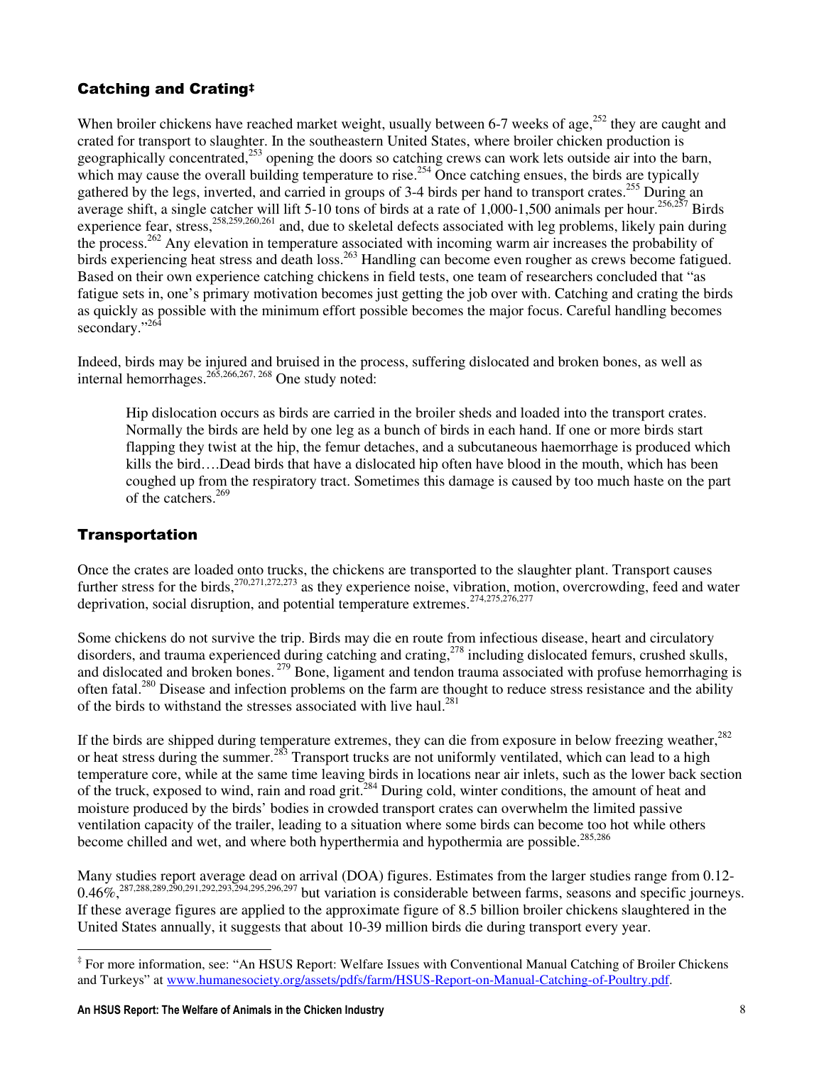## Catching and Crating‡

When broiler chickens have reached market weight, usually between 6-7 weeks of age,[252] they are caught and crated for transport to slaughter. In the southeastern United States, where broiler chicken production is geographically concentrated,[253] opening the doors so catching crews can work lets outside air into the barn, which may cause the overall building temperature to rise.[254] Once catching ensues, the birds are typically gathered by the legs, inverted, and carried in groups of 3-4 birds per hand to transport crates.[255] During an average shift, a single catcher will lift 5-10 tons of birds at a rate of 1,000-1,500 animals per hour.[256,257] Birds experience fear, stress,[258,259,260,261] and, due to skeletal defects associated with leg problems, likely pain during the process.[262] Any elevation in temperature associated with incoming warm air increases the probability of birds experiencing heat stress and death loss.[263] Handling can become even rougher as crews become fatigued. Based on their own experience catching chickens in field tests, one team of researchers concluded that "as fatigue sets in, one's primary motivation becomes just getting the job over with. Catching and crating the birds as quickly as possible with the minimum effort possible becomes the major focus. Careful handling becomes secondary."[264]

Indeed, birds may be injured and bruised in the process, suffering dislocated and broken bones, as well as internal hemorrhages.[265,266,267, 268] One study noted:

> Hip dislocation occurs as birds are carried in the broiler sheds and loaded into the transport crates. Normally the birds are held by one leg as a bunch of birds in each hand. If one or more birds start flapping they twist at the hip, the femur detaches, and a subcutaneous haemorrhage is produced which kills the bird….Dead birds that have a dislocated hip often have blood in the mouth, which has been coughed up from the respiratory tract. Sometimes this damage is caused by too much haste on the part of the catchers.[269]

## Transportation

Once the crates are loaded onto trucks, the chickens are transported to the slaughter plant. Transport causes further stress for the birds,[270,271,272,273] as they experience noise, vibration, motion, overcrowding, feed and water deprivation, social disruption, and potential temperature extremes.[274,275,276,277]

Some chickens do not survive the trip. Birds may die en route from infectious disease, heart and circulatory disorders, and trauma experienced during catching and crating,[278] including dislocated femurs, crushed skulls, and dislocated and broken bones.[279] Bone, ligament and tendon trauma associated with profuse hemorrhaging is often fatal.[280] Disease and infection problems on the farm are thought to reduce stress resistance and the ability of the birds to withstand the stresses associated with live haul.[281]

If the birds are shipped during temperature extremes, they can die from exposure in below freezing weather,[282] or heat stress during the summer.[283] Transport trucks are not uniformly ventilated, which can lead to a high temperature core, while at the same time leaving birds in locations near air inlets, such as the lower back section of the truck, exposed to wind, rain and road grit.[284] During cold, winter conditions, the amount of heat and moisture produced by the birds' bodies in crowded transport crates can overwhelm the limited passive ventilation capacity of the trailer, leading to a situation where some birds can become too hot while others become chilled and wet, and where both hyperthermia and hypothermia are possible.[285,286]

Many studies report average dead on arrival (DOA) figures. Estimates from the larger studies range from 0.12-0.46%,[287,288,289,290,291,292,293,294,295,296,297] but variation is considerable between farms, seasons and specific journeys. If these average figures are applied to the approximate figure of 8.5 billion broiler chickens slaughtered in the United States annually, it suggests that about 10-39 million birds die during transport every year.

‡ For more information, see: "An HSUS Report: Welfare Issues with Conventional Manual Catching of Broiler Chickens and Turkeys" at www.humanesociety.org/assets/pdfs/farm/HSUS-Report-on-Manual-Catching-of-Poultry.pdf.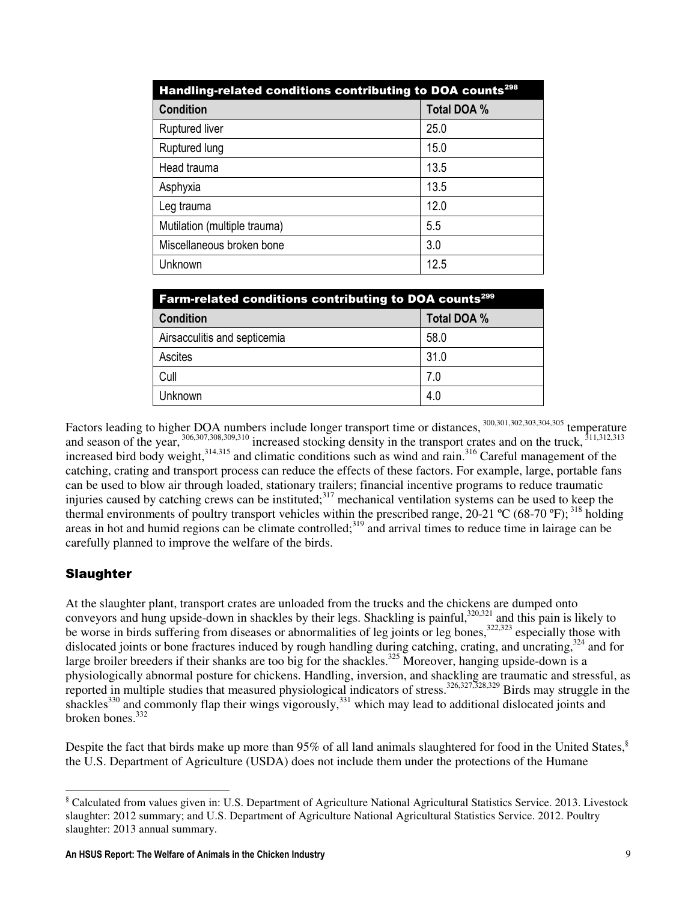| Handling-related conditions contributing to DOA counts[298] | |
|---|---|
| **Condition** | **Total DOA %** |
| Ruptured liver | 25.0 |
| Ruptured lung | 15.0 |
| Head trauma | 13.5 |
| Asphyxia | 13.5 |
| Leg trauma | 12.0 |
| Mutilation (multiple trauma) | 5.5 |
| Miscellaneous broken bone | 3.0 |
| Unknown | 12.5 |

| Farm-related conditions contributing to DOA counts[299] | |
|---|---|
| **Condition** | **Total DOA %** |
| Airsacculitis and septicemia | 58.0 |
| Ascites | 31.0 |
| Cull | 7.0 |
| Unknown | 4.0 |

Factors leading to higher DOA numbers include longer transport time or distances,[300,301,302,303,304,305] temperature and season of the year,[306,307,308,309,310] increased stocking density in the transport crates and on the truck,[311,312,313] increased bird body weight,[314,315] and climatic conditions such as wind and rain.[316] Careful management of the catching, crating and transport process can reduce the effects of these factors. For example, large, portable fans can be used to blow air through loaded, stationary trailers; financial incentive programs to reduce traumatic injuries caused by catching crews can be instituted;[317] mechanical ventilation systems can be used to keep the thermal environments of poultry transport vehicles within the prescribed range, 20-21 ºC (68-70 ºF);[318] holding areas in hot and humid regions can be climate controlled;[319] and arrival times to reduce time in lairage can be carefully planned to improve the welfare of the birds.

## Slaughter

At the slaughter plant, transport crates are unloaded from the trucks and the chickens are dumped onto conveyors and hung upside-down in shackles by their legs. Shackling is painful,[320,321] and this pain is likely to be worse in birds suffering from diseases or abnormalities of leg joints or leg bones,[322,323] especially those with dislocated joints or bone fractures induced by rough handling during catching, crating, and uncrating,[324] and for large broiler breeders if their shanks are too big for the shackles.[325] Moreover, hanging upside-down is a physiologically abnormal posture for chickens. Handling, inversion, and shackling are traumatic and stressful, as reported in multiple studies that measured physiological indicators of stress.[326,327,328,329] Birds may struggle in the shackles[330] and commonly flap their wings vigorously,[331] which may lead to additional dislocated joints and broken bones.[332]

Despite the fact that birds make up more than 95% of all land animals slaughtered for food in the United States,[§] the U.S. Department of Agriculture (USDA) does not include them under the protections of the Humane

---

[§] Calculated from values given in: U.S. Department of Agriculture National Agricultural Statistics Service. 2013. Livestock slaughter: 2012 summary; and U.S. Department of Agriculture National Agricultural Statistics Service. 2012. Poultry slaughter: 2013 annual summary.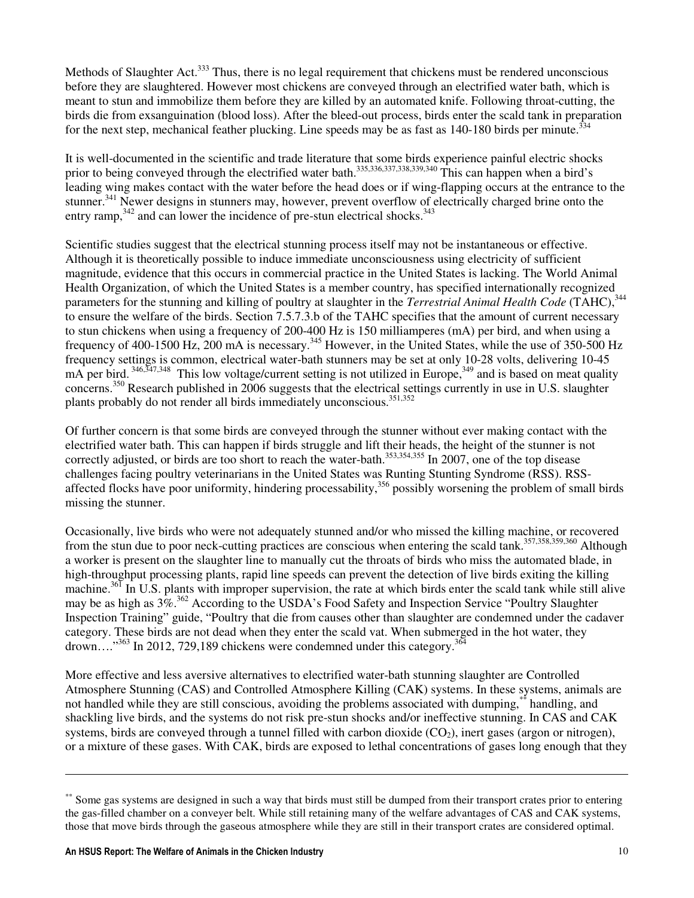Methods of Slaughter Act.[333] Thus, there is no legal requirement that chickens must be rendered unconscious before they are slaughtered. However most chickens are conveyed through an electrified water bath, which is meant to stun and immobilize them before they are killed by an automated knife. Following throat-cutting, the birds die from exsanguination (blood loss). After the bleed-out process, birds enter the scald tank in preparation for the next step, mechanical feather plucking. Line speeds may be as fast as 140-180 birds per minute.[334]

It is well-documented in the scientific and trade literature that some birds experience painful electric shocks prior to being conveyed through the electrified water bath.[335,336,337,338,339,340] This can happen when a bird's leading wing makes contact with the water before the head does or if wing-flapping occurs at the entrance to the stunner.[341] Newer designs in stunners may, however, prevent overflow of electrically charged brine onto the entry ramp,[342] and can lower the incidence of pre-stun electrical shocks.[343]

Scientific studies suggest that the electrical stunning process itself may not be instantaneous or effective. Although it is theoretically possible to induce immediate unconsciousness using electricity of sufficient magnitude, evidence that this occurs in commercial practice in the United States is lacking. The World Animal Health Organization, of which the United States is a member country, has specified internationally recognized parameters for the stunning and killing of poultry at slaughter in the *Terrestrial Animal Health Code* (TAHC),[344] to ensure the welfare of the birds. Section 7.5.7.3.b of the TAHC specifies that the amount of current necessary to stun chickens when using a frequency of 200-400 Hz is 150 milliamperes (mA) per bird, and when using a frequency of 400-1500 Hz, 200 mA is necessary.[345] However, in the United States, while the use of 350-500 Hz frequency settings is common, electrical water-bath stunners may be set at only 10-28 volts, delivering 10-45 mA per bird.[346,347,348] This low voltage/current setting is not utilized in Europe,[349] and is based on meat quality concerns.[350] Research published in 2006 suggests that the electrical settings currently in use in U.S. slaughter plants probably do not render all birds immediately unconscious.[351,352]

Of further concern is that some birds are conveyed through the stunner without ever making contact with the electrified water bath. This can happen if birds struggle and lift their heads, the height of the stunner is not correctly adjusted, or birds are too short to reach the water-bath.[353,354,355] In 2007, one of the top disease challenges facing poultry veterinarians in the United States was Runting Stunting Syndrome (RSS). RSS-affected flocks have poor uniformity, hindering processability,[356] possibly worsening the problem of small birds missing the stunner.

Occasionally, live birds who were not adequately stunned and/or who missed the killing machine, or recovered from the stun due to poor neck-cutting practices are conscious when entering the scald tank.[357,358,359,360] Although a worker is present on the slaughter line to manually cut the throats of birds who miss the automated blade, in high-throughput processing plants, rapid line speeds can prevent the detection of live birds exiting the killing machine.[361] In U.S. plants with improper supervision, the rate at which birds enter the scald tank while still alive may be as high as 3%.[362] According to the USDA's Food Safety and Inspection Service "Poultry Slaughter Inspection Training" guide, "Poultry that die from causes other than slaughter are condemned under the cadaver category. These birds are not dead when they enter the scald vat. When submerged in the hot water, they drown…."[363] In 2012, 729,189 chickens were condemned under this category.[364]

More effective and less aversive alternatives to electrified water-bath stunning slaughter are Controlled Atmosphere Stunning (CAS) and Controlled Atmosphere Killing (CAK) systems. In these systems, animals are not handled while they are still conscious, avoiding the problems associated with dumping,[**] handling, and shackling live birds, and the systems do not risk pre-stun shocks and/or ineffective stunning. In CAS and CAK systems, birds are conveyed through a tunnel filled with carbon dioxide ($CO_2$), inert gases (argon or nitrogen), or a mixture of these gases. With CAK, birds are exposed to lethal concentrations of gases long enough that they

---

[**] Some gas systems are designed in such a way that birds must still be dumped from their transport crates prior to entering the gas-filled chamber on a conveyer belt. While still retaining many of the welfare advantages of CAS and CAK systems, those that move birds through the gaseous atmosphere while they are still in their transport crates are considered optimal.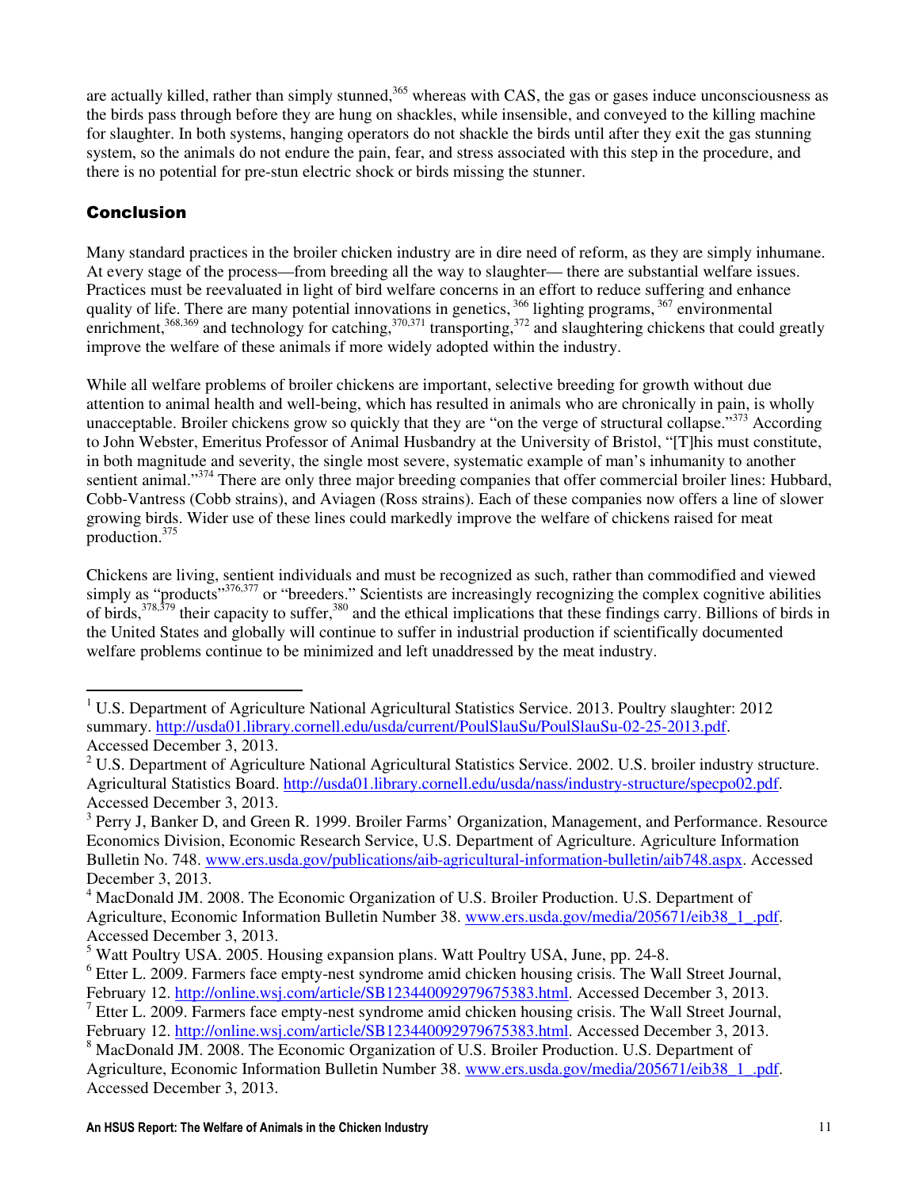are actually killed, rather than simply stunned,[365] whereas with CAS, the gas or gases induce unconsciousness as the birds pass through before they are hung on shackles, while insensible, and conveyed to the killing machine for slaughter. In both systems, hanging operators do not shackle the birds until after they exit the gas stunning system, so the animals do not endure the pain, fear, and stress associated with this step in the procedure, and there is no potential for pre-stun electric shock or birds missing the stunner.

## Conclusion

Many standard practices in the broiler chicken industry are in dire need of reform, as they are simply inhumane. At every stage of the process—from breeding all the way to slaughter— there are substantial welfare issues. Practices must be reevaluated in light of bird welfare concerns in an effort to reduce suffering and enhance quality of life. There are many potential innovations in genetics,[366] lighting programs,[367] environmental enrichment,[368,369] and technology for catching,[370,371] transporting,[372] and slaughtering chickens that could greatly improve the welfare of these animals if more widely adopted within the industry.

While all welfare problems of broiler chickens are important, selective breeding for growth without due attention to animal health and well-being, which has resulted in animals who are chronically in pain, is wholly unacceptable. Broiler chickens grow so quickly that they are "on the verge of structural collapse."[373] According to John Webster, Emeritus Professor of Animal Husbandry at the University of Bristol, "[T]his must constitute, in both magnitude and severity, the single most severe, systematic example of man's inhumanity to another sentient animal."[374] There are only three major breeding companies that offer commercial broiler lines: Hubbard, Cobb-Vantress (Cobb strains), and Aviagen (Ross strains). Each of these companies now offers a line of slower growing birds. Wider use of these lines could markedly improve the welfare of chickens raised for meat production.[375]

Chickens are living, sentient individuals and must be recognized as such, rather than commodified and viewed simply as "products"[376,377] or "breeders." Scientists are increasingly recognizing the complex cognitive abilities of birds,[378,379] their capacity to suffer,[380] and the ethical implications that these findings carry. Billions of birds in the United States and globally will continue to suffer in industrial production if scientifically documented welfare problems continue to be minimized and left unaddressed by the meat industry.

---

[1] U.S. Department of Agriculture National Agricultural Statistics Service. 2013. Poultry slaughter: 2012 summary. http://usda01.library.cornell.edu/usda/current/PoulSlauSu/PoulSlauSu-02-25-2013.pdf. Accessed December 3, 2013.

[2] U.S. Department of Agriculture National Agricultural Statistics Service. 2002. U.S. broiler industry structure. Agricultural Statistics Board. http://usda01.library.cornell.edu/usda/nass/industry-structure/specpo02.pdf. Accessed December 3, 2013.

[3] Perry J, Banker D, and Green R. 1999. Broiler Farms' Organization, Management, and Performance. Resource Economics Division, Economic Research Service, U.S. Department of Agriculture. Agriculture Information Bulletin No. 748. www.ers.usda.gov/publications/aib-agricultural-information-bulletin/aib748.aspx. Accessed December 3, 2013.

[4] MacDonald JM. 2008. The Economic Organization of U.S. Broiler Production. U.S. Department of Agriculture, Economic Information Bulletin Number 38. www.ers.usda.gov/media/205671/eib38_1_.pdf. Accessed December 3, 2013.

[5] Watt Poultry USA. 2005. Housing expansion plans. Watt Poultry USA, June, pp. 24-8.

[6] Etter L. 2009. Farmers face empty-nest syndrome amid chicken housing crisis. The Wall Street Journal, February 12. http://online.wsj.com/article/SB123440092979675383.html. Accessed December 3, 2013.

[7] Etter L. 2009. Farmers face empty-nest syndrome amid chicken housing crisis. The Wall Street Journal, February 12. http://online.wsj.com/article/SB123440092979675383.html. Accessed December 3, 2013.

[8] MacDonald JM. 2008. The Economic Organization of U.S. Broiler Production. U.S. Department of Agriculture, Economic Information Bulletin Number 38. www.ers.usda.gov/media/205671/eib38_1_.pdf. Accessed December 3, 2013.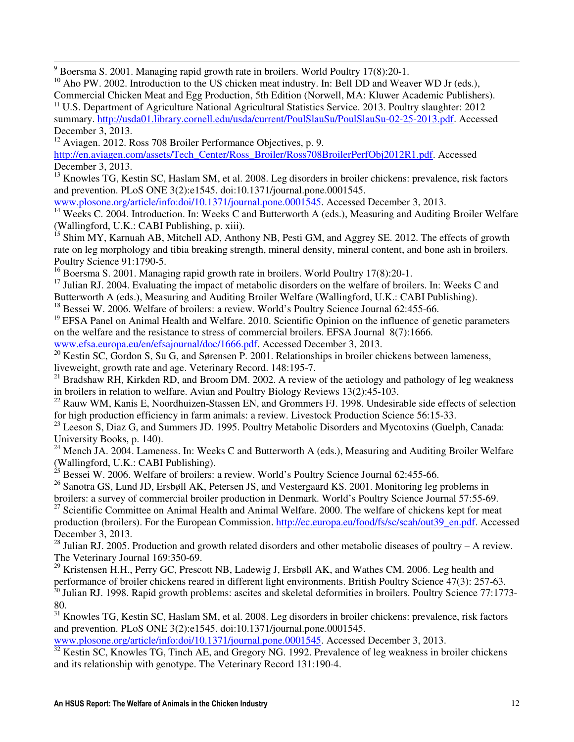[9] Boersma S. 2001. Managing rapid growth rate in broilers. World Poultry 17(8):20-1.

[10] Aho PW. 2002. Introduction to the US chicken meat industry. In: Bell DD and Weaver WD Jr (eds.), Commercial Chicken Meat and Egg Production, 5th Edition (Norwell, MA: Kluwer Academic Publishers).

[11] U.S. Department of Agriculture National Agricultural Statistics Service. 2013. Poultry slaughter: 2012 summary. http://usda01.library.cornell.edu/usda/current/PoulSlauSu/PoulSlauSu-02-25-2013.pdf. Accessed December 3, 2013.

[12] Aviagen. 2012. Ross 708 Broiler Performance Objectives, p. 9. http://en.aviagen.com/assets/Tech_Center/Ross_Broiler/Ross708BroilerPerfObj2012R1.pdf. Accessed December 3, 2013.

[13] Knowles TG, Kestin SC, Haslam SM, et al. 2008. Leg disorders in broiler chickens: prevalence, risk factors and prevention. PLoS ONE 3(2):e1545. doi:10.1371/journal.pone.0001545. www.plosone.org/article/info:doi/10.1371/journal.pone.0001545. Accessed December 3, 2013.

[14] Weeks C. 2004. Introduction. In: Weeks C and Butterworth A (eds.), Measuring and Auditing Broiler Welfare (Wallingford, U.K.: CABI Publishing, p. xiii).

[15] Shim MY, Karnuah AB, Mitchell AD, Anthony NB, Pesti GM, and Aggrey SE. 2012. The effects of growth rate on leg morphology and tibia breaking strength, mineral density, mineral content, and bone ash in broilers. Poultry Science 91:1790-5.

[16] Boersma S. 2001. Managing rapid growth rate in broilers. World Poultry 17(8):20-1.

[17] Julian RJ. 2004. Evaluating the impact of metabolic disorders on the welfare of broilers. In: Weeks C and Butterworth A (eds.), Measuring and Auditing Broiler Welfare (Wallingford, U.K.: CABI Publishing).

[18] Bessei W. 2006. Welfare of broilers: a review. World's Poultry Science Journal 62:455-66.

[19] EFSA Panel on Animal Health and Welfare. 2010. Scientific Opinion on the influence of genetic parameters on the welfare and the resistance to stress of commercial broilers. EFSA Journal 8(7):1666. www.efsa.europa.eu/en/efsajournal/doc/1666.pdf. Accessed December 3, 2013.

[20] Kestin SC, Gordon S, Su G, and Sørensen P. 2001. Relationships in broiler chickens between lameness, liveweight, growth rate and age. Veterinary Record. 148:195-7.

[21] Bradshaw RH, Kirkden RD, and Broom DM. 2002. A review of the aetiology and pathology of leg weakness in broilers in relation to welfare. Avian and Poultry Biology Reviews 13(2):45-103.

[22] Rauw WM, Kanis E, Noordhuizen-Stassen EN, and Grommers FJ. 1998. Undesirable side effects of selection for high production efficiency in farm animals: a review. Livestock Production Science 56:15-33.

[23] Leeson S, Diaz G, and Summers JD. 1995. Poultry Metabolic Disorders and Mycotoxins (Guelph, Canada: University Books, p. 140).

[24] Mench JA. 2004. Lameness. In: Weeks C and Butterworth A (eds.), Measuring and Auditing Broiler Welfare (Wallingford, U.K.: CABI Publishing).

[25] Bessei W. 2006. Welfare of broilers: a review. World's Poultry Science Journal 62:455-66.

[26] Sanotra GS, Lund JD, Ersbøll AK, Petersen JS, and Vestergaard KS. 2001. Monitoring leg problems in broilers: a survey of commercial broiler production in Denmark. World's Poultry Science Journal 57:55-69.

[27] Scientific Committee on Animal Health and Animal Welfare. 2000. The welfare of chickens kept for meat production (broilers). For the European Commission. http://ec.europa.eu/food/fs/sc/scah/out39_en.pdf. Accessed December 3, 2013.

[28] Julian RJ. 2005. Production and growth related disorders and other metabolic diseases of poultry – A review. The Veterinary Journal 169:350-69.

[29] Kristensen H.H., Perry GC, Prescott NB, Ladewig J, Ersbøll AK, and Wathes CM. 2006. Leg health and performance of broiler chickens reared in different light environments. British Poultry Science 47(3): 257-63.

[30] Julian RJ. 1998. Rapid growth problems: ascites and skeletal deformities in broilers. Poultry Science 77:1773-80.

[31] Knowles TG, Kestin SC, Haslam SM, et al. 2008. Leg disorders in broiler chickens: prevalence, risk factors and prevention. PLoS ONE 3(2):e1545. doi:10.1371/journal.pone.0001545. www.plosone.org/article/info:doi/10.1371/journal.pone.0001545. Accessed December 3, 2013.

[32] Kestin SC, Knowles TG, Tinch AE, and Gregory NG. 1992. Prevalence of leg weakness in broiler chickens and its relationship with genotype. The Veterinary Record 131:190-4.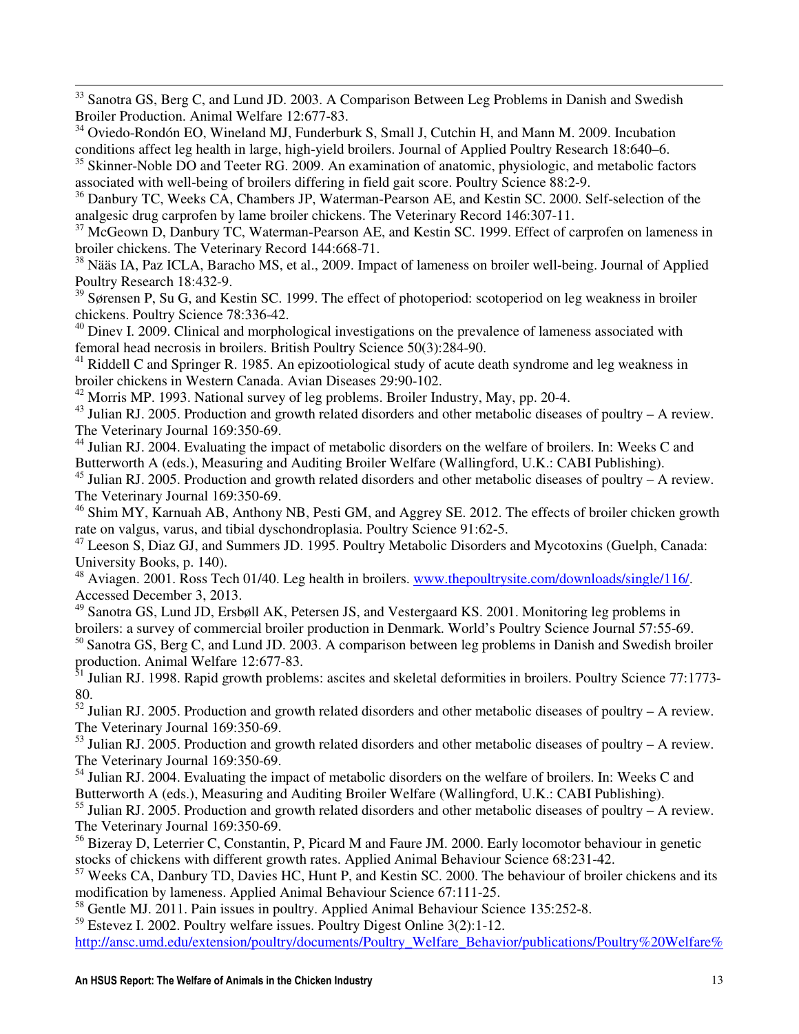[33] Sanotra GS, Berg C, and Lund JD. 2003. A Comparison Between Leg Problems in Danish and Swedish Broiler Production. Animal Welfare 12:677-83.

[34] Oviedo-Rondón EO, Wineland MJ, Funderburk S, Small J, Cutchin H, and Mann M. 2009. Incubation conditions affect leg health in large, high-yield broilers. Journal of Applied Poultry Research 18:640–6.

[35] Skinner-Noble DO and Teeter RG. 2009. An examination of anatomic, physiologic, and metabolic factors associated with well-being of broilers differing in field gait score. Poultry Science 88:2-9.

[36] Danbury TC, Weeks CA, Chambers JP, Waterman-Pearson AE, and Kestin SC. 2000. Self-selection of the analgesic drug carprofen by lame broiler chickens. The Veterinary Record 146:307-11.

[37] McGeown D, Danbury TC, Waterman-Pearson AE, and Kestin SC. 1999. Effect of carprofen on lameness in broiler chickens. The Veterinary Record 144:668-71.

[38] Nääs IA, Paz ICLA, Baracho MS, et al., 2009. Impact of lameness on broiler well-being. Journal of Applied Poultry Research 18:432-9.

[39] Sørensen P, Su G, and Kestin SC. 1999. The effect of photoperiod: scotoperiod on leg weakness in broiler chickens. Poultry Science 78:336-42.

[40] Dinev I. 2009. Clinical and morphological investigations on the prevalence of lameness associated with femoral head necrosis in broilers. British Poultry Science 50(3):284-90.

[41] Riddell C and Springer R. 1985. An epizootiological study of acute death syndrome and leg weakness in broiler chickens in Western Canada. Avian Diseases 29:90-102.

[42] Morris MP. 1993. National survey of leg problems. Broiler Industry, May, pp. 20-4.

[43] Julian RJ. 2005. Production and growth related disorders and other metabolic diseases of poultry – A review. The Veterinary Journal 169:350-69.

[44] Julian RJ. 2004. Evaluating the impact of metabolic disorders on the welfare of broilers. In: Weeks C and Butterworth A (eds.), Measuring and Auditing Broiler Welfare (Wallingford, U.K.: CABI Publishing).

[45] Julian RJ. 2005. Production and growth related disorders and other metabolic diseases of poultry – A review. The Veterinary Journal 169:350-69.

[46] Shim MY, Karnuah AB, Anthony NB, Pesti GM, and Aggrey SE. 2012. The effects of broiler chicken growth rate on valgus, varus, and tibial dyschondroplasia. Poultry Science 91:62-5.

[47] Leeson S, Diaz GJ, and Summers JD. 1995. Poultry Metabolic Disorders and Mycotoxins (Guelph, Canada: University Books, p. 140).

[48] Aviagen. 2001. Ross Tech 01/40. Leg health in broilers. www.thepoultrysite.com/downloads/single/116/. Accessed December 3, 2013.

[49] Sanotra GS, Lund JD, Ersbøll AK, Petersen JS, and Vestergaard KS. 2001. Monitoring leg problems in broilers: a survey of commercial broiler production in Denmark. World's Poultry Science Journal 57:55-69.

[50] Sanotra GS, Berg C, and Lund JD. 2003. A comparison between leg problems in Danish and Swedish broiler production. Animal Welfare 12:677-83.

[51] Julian RJ. 1998. Rapid growth problems: ascites and skeletal deformities in broilers. Poultry Science 77:1773-80.

[52] Julian RJ. 2005. Production and growth related disorders and other metabolic diseases of poultry – A review. The Veterinary Journal 169:350-69.

[53] Julian RJ. 2005. Production and growth related disorders and other metabolic diseases of poultry – A review. The Veterinary Journal 169:350-69.

[54] Julian RJ. 2004. Evaluating the impact of metabolic disorders on the welfare of broilers. In: Weeks C and Butterworth A (eds.), Measuring and Auditing Broiler Welfare (Wallingford, U.K.: CABI Publishing).

[55] Julian RJ. 2005. Production and growth related disorders and other metabolic diseases of poultry – A review. The Veterinary Journal 169:350-69.

[56] Bizeray D, Leterrier C, Constantin, P, Picard M and Faure JM. 2000. Early locomotor behaviour in genetic stocks of chickens with different growth rates. Applied Animal Behaviour Science 68:231-42.

[57] Weeks CA, Danbury TD, Davies HC, Hunt P, and Kestin SC. 2000. The behaviour of broiler chickens and its modification by lameness. Applied Animal Behaviour Science 67:111-25.

[58] Gentle MJ. 2011. Pain issues in poultry. Applied Animal Behaviour Science 135:252-8.

[59] Estevez I. 2002. Poultry welfare issues. Poultry Digest Online 3(2):1-12. http://ansc.umd.edu/extension/poultry/documents/Poultry_Welfare_Behavior/publications/Poultry%20Welfare%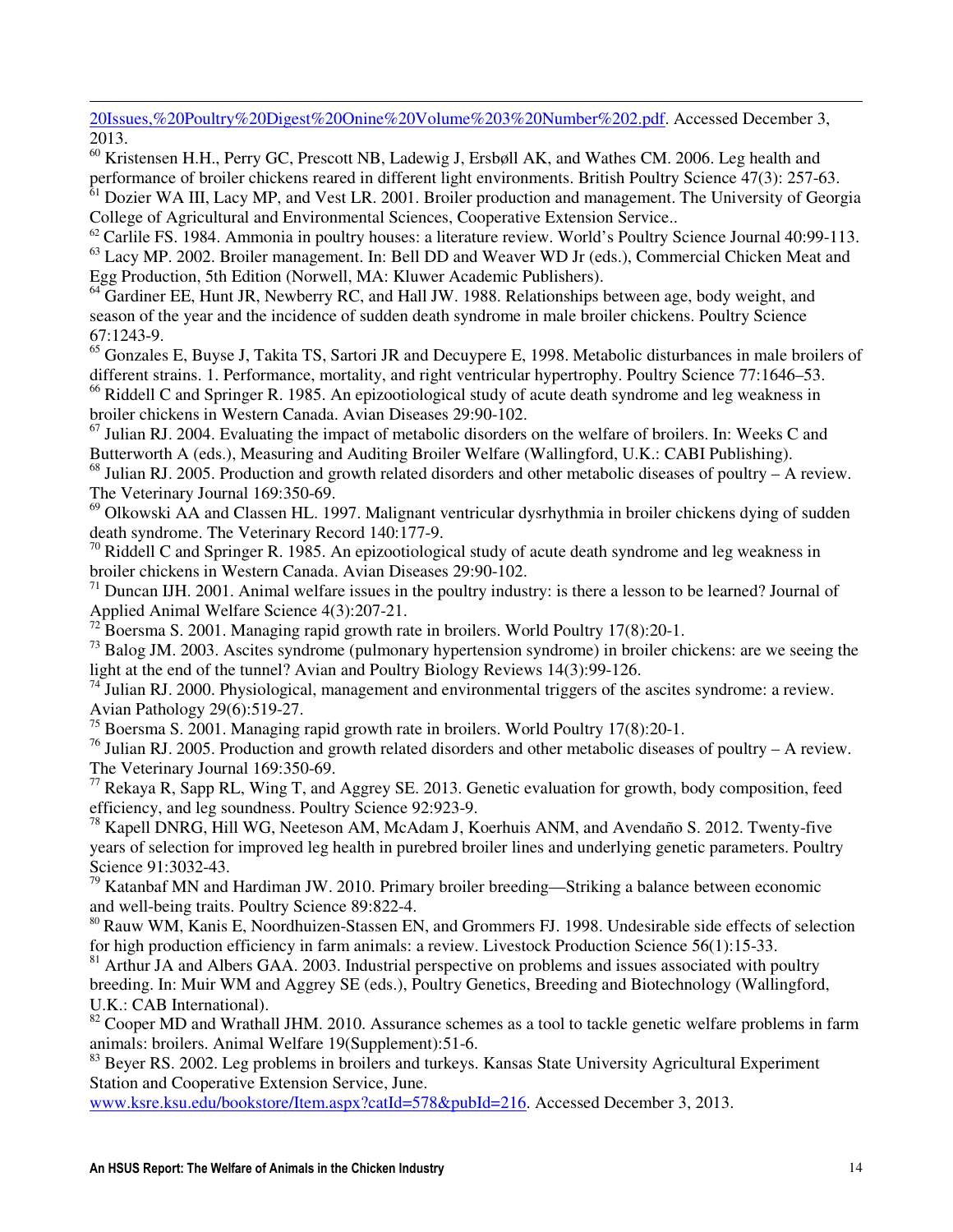20Issues,%20Poultry%20Digest%20Onine%20Volume%203%20Number%202.pdf. Accessed December 3, 2013.

[60] Kristensen H.H., Perry GC, Prescott NB, Ladewig J, Ersbøll AK, and Wathes CM. 2006. Leg health and performance of broiler chickens reared in different light environments. British Poultry Science 47(3): 257-63.

[61] Dozier WA III, Lacy MP, and Vest LR. 2001. Broiler production and management. The University of Georgia College of Agricultural and Environmental Sciences, Cooperative Extension Service..

[62] Carlile FS. 1984. Ammonia in poultry houses: a literature review. World's Poultry Science Journal 40:99-113.

[63] Lacy MP. 2002. Broiler management. In: Bell DD and Weaver WD Jr (eds.), Commercial Chicken Meat and Egg Production, 5th Edition (Norwell, MA: Kluwer Academic Publishers).

[64] Gardiner EE, Hunt JR, Newberry RC, and Hall JW. 1988. Relationships between age, body weight, and season of the year and the incidence of sudden death syndrome in male broiler chickens. Poultry Science 67:1243-9.

[65] Gonzales E, Buyse J, Takita TS, Sartori JR and Decuypere E, 1998. Metabolic disturbances in male broilers of different strains. 1. Performance, mortality, and right ventricular hypertrophy. Poultry Science 77:1646–53.

[66] Riddell C and Springer R. 1985. An epizootiological study of acute death syndrome and leg weakness in broiler chickens in Western Canada. Avian Diseases 29:90-102.

[67] Julian RJ. 2004. Evaluating the impact of metabolic disorders on the welfare of broilers. In: Weeks C and Butterworth A (eds.), Measuring and Auditing Broiler Welfare (Wallingford, U.K.: CABI Publishing).

[68] Julian RJ. 2005. Production and growth related disorders and other metabolic diseases of poultry – A review. The Veterinary Journal 169:350-69.

[69] Olkowski AA and Classen HL. 1997. Malignant ventricular dysrhythmia in broiler chickens dying of sudden death syndrome. The Veterinary Record 140:177-9.

[70] Riddell C and Springer R. 1985. An epizootiological study of acute death syndrome and leg weakness in broiler chickens in Western Canada. Avian Diseases 29:90-102.

[71] Duncan IJH. 2001. Animal welfare issues in the poultry industry: is there a lesson to be learned? Journal of Applied Animal Welfare Science 4(3):207-21.

[72] Boersma S. 2001. Managing rapid growth rate in broilers. World Poultry 17(8):20-1.

[73] Balog JM. 2003. Ascites syndrome (pulmonary hypertension syndrome) in broiler chickens: are we seeing the light at the end of the tunnel? Avian and Poultry Biology Reviews 14(3):99-126.

[74] Julian RJ. 2000. Physiological, management and environmental triggers of the ascites syndrome: a review. Avian Pathology 29(6):519-27.

[75] Boersma S. 2001. Managing rapid growth rate in broilers. World Poultry 17(8):20-1.

[76] Julian RJ. 2005. Production and growth related disorders and other metabolic diseases of poultry – A review. The Veterinary Journal 169:350-69.

[77] Rekaya R, Sapp RL, Wing T, and Aggrey SE. 2013. Genetic evaluation for growth, body composition, feed efficiency, and leg soundness. Poultry Science 92:923-9.

[78] Kapell DNRG, Hill WG, Neeteson AM, McAdam J, Koerhuis ANM, and Avendaño S. 2012. Twenty-five years of selection for improved leg health in purebred broiler lines and underlying genetic parameters. Poultry Science 91:3032-43.

[79] Katanbaf MN and Hardiman JW. 2010. Primary broiler breeding—Striking a balance between economic and well-being traits. Poultry Science 89:822-4.

[80] Rauw WM, Kanis E, Noordhuizen-Stassen EN, and Grommers FJ. 1998. Undesirable side effects of selection for high production efficiency in farm animals: a review. Livestock Production Science 56(1):15-33.

[81] Arthur JA and Albers GAA. 2003. Industrial perspective on problems and issues associated with poultry breeding. In: Muir WM and Aggrey SE (eds.), Poultry Genetics, Breeding and Biotechnology (Wallingford, U.K.: CAB International).

[82] Cooper MD and Wrathall JHM. 2010. Assurance schemes as a tool to tackle genetic welfare problems in farm animals: broilers. Animal Welfare 19(Supplement):51-6.

[83] Beyer RS. 2002. Leg problems in broilers and turkeys. Kansas State University Agricultural Experiment Station and Cooperative Extension Service, June. www.ksre.ksu.edu/bookstore/Item.aspx?catId=578&pubId=216. Accessed December 3, 2013.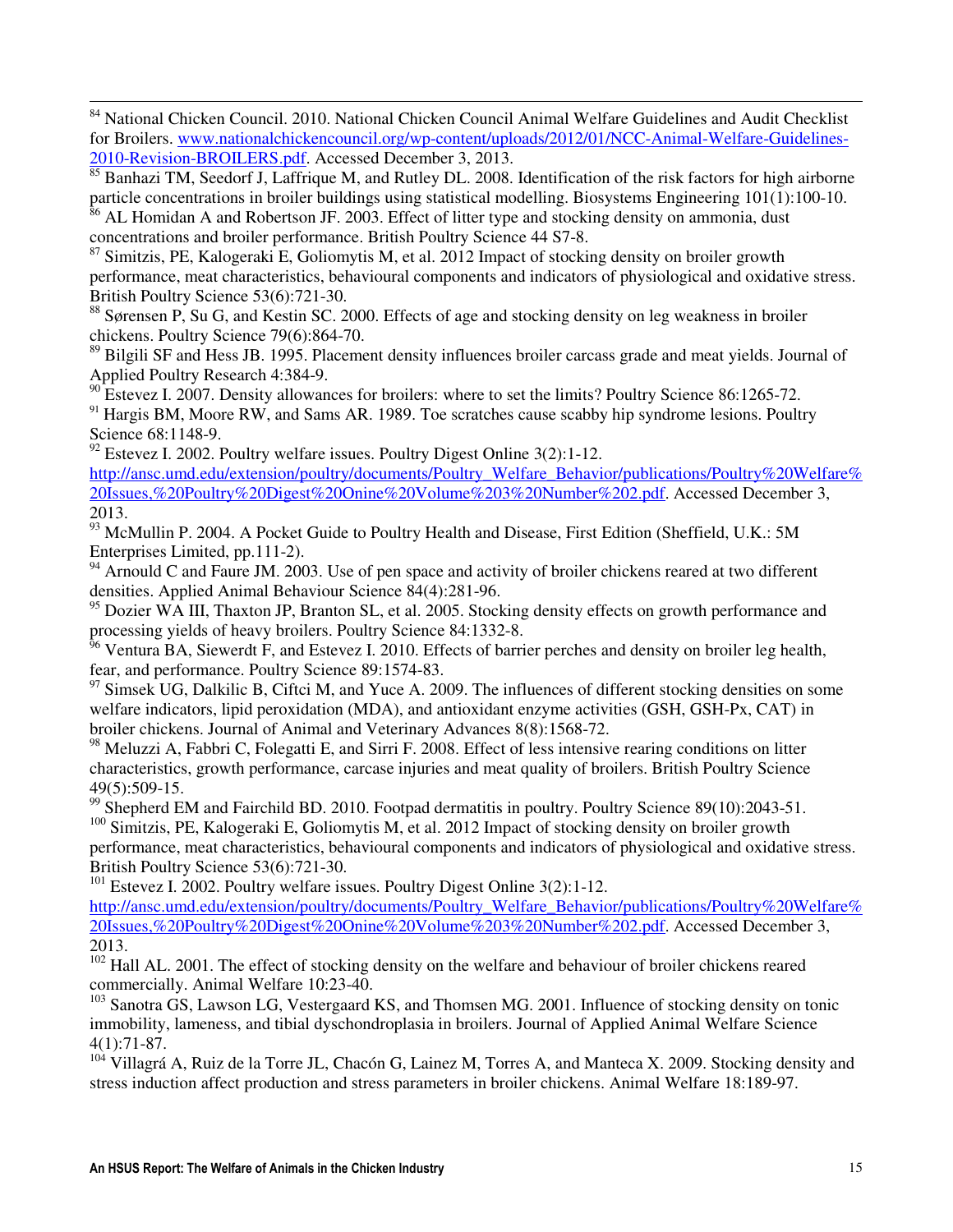[84] National Chicken Council. 2010. National Chicken Council Animal Welfare Guidelines and Audit Checklist for Broilers. www.nationalchickencouncil.org/wp-content/uploads/2012/01/NCC-Animal-Welfare-Guidelines-2010-Revision-BROILERS.pdf. Accessed December 3, 2013.

[85] Banhazi TM, Seedorf J, Laffrique M, and Rutley DL. 2008. Identification of the risk factors for high airborne particle concentrations in broiler buildings using statistical modelling. Biosystems Engineering 101(1):100-10.

[86] AL Homidan A and Robertson JF. 2003. Effect of litter type and stocking density on ammonia, dust concentrations and broiler performance. British Poultry Science 44 S7-8.

[87] Simitzis, PE, Kalogeraki E, Goliomytis M, et al. 2012 Impact of stocking density on broiler growth performance, meat characteristics, behavioural components and indicators of physiological and oxidative stress. British Poultry Science 53(6):721-30.

[88] Sørensen P, Su G, and Kestin SC. 2000. Effects of age and stocking density on leg weakness in broiler chickens. Poultry Science 79(6):864-70.

[89] Bilgili SF and Hess JB. 1995. Placement density influences broiler carcass grade and meat yields. Journal of Applied Poultry Research 4:384-9.

[90] Estevez I. 2007. Density allowances for broilers: where to set the limits? Poultry Science 86:1265-72.

[91] Hargis BM, Moore RW, and Sams AR. 1989. Toe scratches cause scabby hip syndrome lesions. Poultry Science 68:1148-9.

[92] Estevez I. 2002. Poultry welfare issues. Poultry Digest Online 3(2):1-12. http://ansc.umd.edu/extension/poultry/documents/Poultry_Welfare_Behavior/publications/Poultry%20Welfare%20Issues,%20Poultry%20Digest%20Onine%20Volume%203%20Number%202.pdf. Accessed December 3, 2013.

[93] McMullin P. 2004. A Pocket Guide to Poultry Health and Disease, First Edition (Sheffield, U.K.: 5M Enterprises Limited, pp.111-2).

[94] Arnould C and Faure JM. 2003. Use of pen space and activity of broiler chickens reared at two different densities. Applied Animal Behaviour Science 84(4):281-96.

[95] Dozier WA III, Thaxton JP, Branton SL, et al. 2005. Stocking density effects on growth performance and processing yields of heavy broilers. Poultry Science 84:1332-8.

[96] Ventura BA, Siewerdt F, and Estevez I. 2010. Effects of barrier perches and density on broiler leg health, fear, and performance. Poultry Science 89:1574-83.

[97] Simsek UG, Dalkilic B, Ciftci M, and Yuce A. 2009. The influences of different stocking densities on some welfare indicators, lipid peroxidation (MDA), and antioxidant enzyme activities (GSH, GSH-Px, CAT) in broiler chickens. Journal of Animal and Veterinary Advances 8(8):1568-72.

[98] Meluzzi A, Fabbri C, Folegatti E, and Sirri F. 2008. Effect of less intensive rearing conditions on litter characteristics, growth performance, carcase injuries and meat quality of broilers. British Poultry Science 49(5):509-15.

[99] Shepherd EM and Fairchild BD. 2010. Footpad dermatitis in poultry. Poultry Science 89(10):2043-51.

[100] Simitzis, PE, Kalogeraki E, Goliomytis M, et al. 2012 Impact of stocking density on broiler growth performance, meat characteristics, behavioural components and indicators of physiological and oxidative stress. British Poultry Science 53(6):721-30.

[101] Estevez I. 2002. Poultry welfare issues. Poultry Digest Online 3(2):1-12. http://ansc.umd.edu/extension/poultry/documents/Poultry_Welfare_Behavior/publications/Poultry%20Welfare%20Issues,%20Poultry%20Digest%20Onine%20Volume%203%20Number%202.pdf. Accessed December 3, 2013.

[102] Hall AL. 2001. The effect of stocking density on the welfare and behaviour of broiler chickens reared commercially. Animal Welfare 10:23-40.

[103] Sanotra GS, Lawson LG, Vestergaard KS, and Thomsen MG. 2001. Influence of stocking density on tonic immobility, lameness, and tibial dyschondroplasia in broilers. Journal of Applied Animal Welfare Science 4(1):71-87.

[104] Villagrá A, Ruiz de la Torre JL, Chacón G, Lainez M, Torres A, and Manteca X. 2009. Stocking density and stress induction affect production and stress parameters in broiler chickens. Animal Welfare 18:189-97.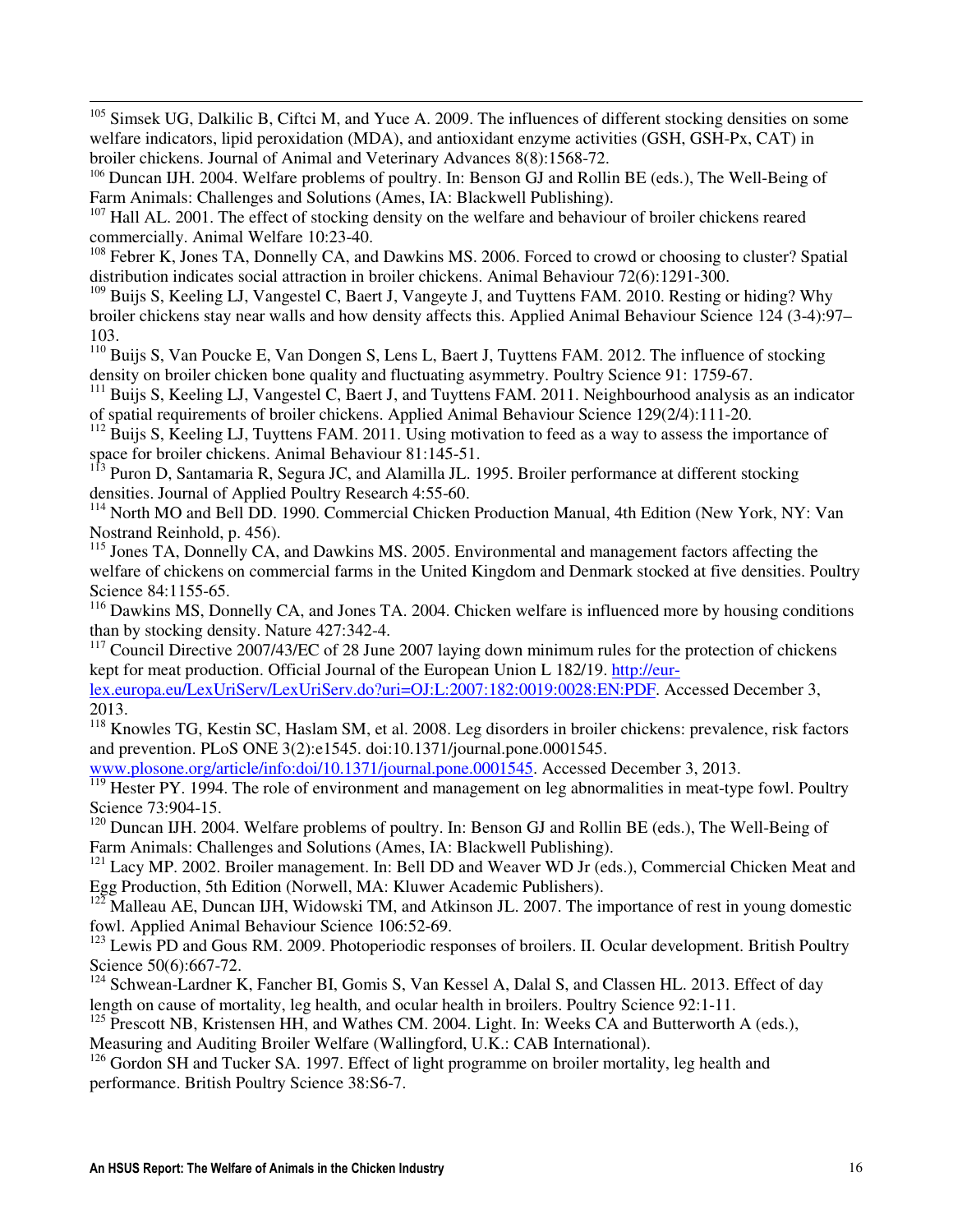[105] Simsek UG, Dalkilic B, Ciftci M, and Yuce A. 2009. The influences of different stocking densities on some welfare indicators, lipid peroxidation (MDA), and antioxidant enzyme activities (GSH, GSH-Px, CAT) in broiler chickens. Journal of Animal and Veterinary Advances 8(8):1568-72.

[106] Duncan IJH. 2004. Welfare problems of poultry. In: Benson GJ and Rollin BE (eds.), The Well-Being of Farm Animals: Challenges and Solutions (Ames, IA: Blackwell Publishing).

[107] Hall AL. 2001. The effect of stocking density on the welfare and behaviour of broiler chickens reared commercially. Animal Welfare 10:23-40.

[108] Febrer K, Jones TA, Donnelly CA, and Dawkins MS. 2006. Forced to crowd or choosing to cluster? Spatial distribution indicates social attraction in broiler chickens. Animal Behaviour 72(6):1291-300.

[109] Buijs S, Keeling LJ, Vangestel C, Baert J, Vangeyte J, and Tuyttens FAM. 2010. Resting or hiding? Why broiler chickens stay near walls and how density affects this. Applied Animal Behaviour Science 124 (3-4):97–103.

[110] Buijs S, Van Poucke E, Van Dongen S, Lens L, Baert J, Tuyttens FAM. 2012. The influence of stocking density on broiler chicken bone quality and fluctuating asymmetry. Poultry Science 91: 1759-67.

[111] Buijs S, Keeling LJ, Vangestel C, Baert J, and Tuyttens FAM. 2011. Neighbourhood analysis as an indicator of spatial requirements of broiler chickens. Applied Animal Behaviour Science 129(2/4):111-20.

[112] Buijs S, Keeling LJ, Tuyttens FAM. 2011. Using motivation to feed as a way to assess the importance of space for broiler chickens. Animal Behaviour 81:145-51.

[113] Puron D, Santamaria R, Segura JC, and Alamilla JL. 1995. Broiler performance at different stocking densities. Journal of Applied Poultry Research 4:55-60.

[114] North MO and Bell DD. 1990. Commercial Chicken Production Manual, 4th Edition (New York, NY: Van Nostrand Reinhold, p. 456).

[115] Jones TA, Donnelly CA, and Dawkins MS. 2005. Environmental and management factors affecting the welfare of chickens on commercial farms in the United Kingdom and Denmark stocked at five densities. Poultry Science 84:1155-65.

[116] Dawkins MS, Donnelly CA, and Jones TA. 2004. Chicken welfare is influenced more by housing conditions than by stocking density. Nature 427:342-4.

[117] Council Directive 2007/43/EC of 28 June 2007 laying down minimum rules for the protection of chickens kept for meat production. Official Journal of the European Union L 182/19. http://eur-lex.europa.eu/LexUriServ/LexUriServ.do?uri=OJ:L:2007:182:0019:0028:EN:PDF. Accessed December 3, 2013.

[118] Knowles TG, Kestin SC, Haslam SM, et al. 2008. Leg disorders in broiler chickens: prevalence, risk factors and prevention. PLoS ONE 3(2):e1545. doi:10.1371/journal.pone.0001545. www.plosone.org/article/info:doi/10.1371/journal.pone.0001545. Accessed December 3, 2013.

[119] Hester PY. 1994. The role of environment and management on leg abnormalities in meat-type fowl. Poultry Science 73:904-15.

[120] Duncan IJH. 2004. Welfare problems of poultry. In: Benson GJ and Rollin BE (eds.), The Well-Being of Farm Animals: Challenges and Solutions (Ames, IA: Blackwell Publishing).

[121] Lacy MP. 2002. Broiler management. In: Bell DD and Weaver WD Jr (eds.), Commercial Chicken Meat and Egg Production, 5th Edition (Norwell, MA: Kluwer Academic Publishers).

[122] Malleau AE, Duncan IJH, Widowski TM, and Atkinson JL. 2007. The importance of rest in young domestic fowl. Applied Animal Behaviour Science 106:52-69.

[123] Lewis PD and Gous RM. 2009. Photoperiodic responses of broilers. II. Ocular development. British Poultry Science 50(6):667-72.

[124] Schwean-Lardner K, Fancher BI, Gomis S, Van Kessel A, Dalal S, and Classen HL. 2013. Effect of day length on cause of mortality, leg health, and ocular health in broilers. Poultry Science 92:1-11.

[125] Prescott NB, Kristensen HH, and Wathes CM. 2004. Light. In: Weeks CA and Butterworth A (eds.), Measuring and Auditing Broiler Welfare (Wallingford, U.K.: CAB International).

[126] Gordon SH and Tucker SA. 1997. Effect of light programme on broiler mortality, leg health and performance. British Poultry Science 38:S6-7.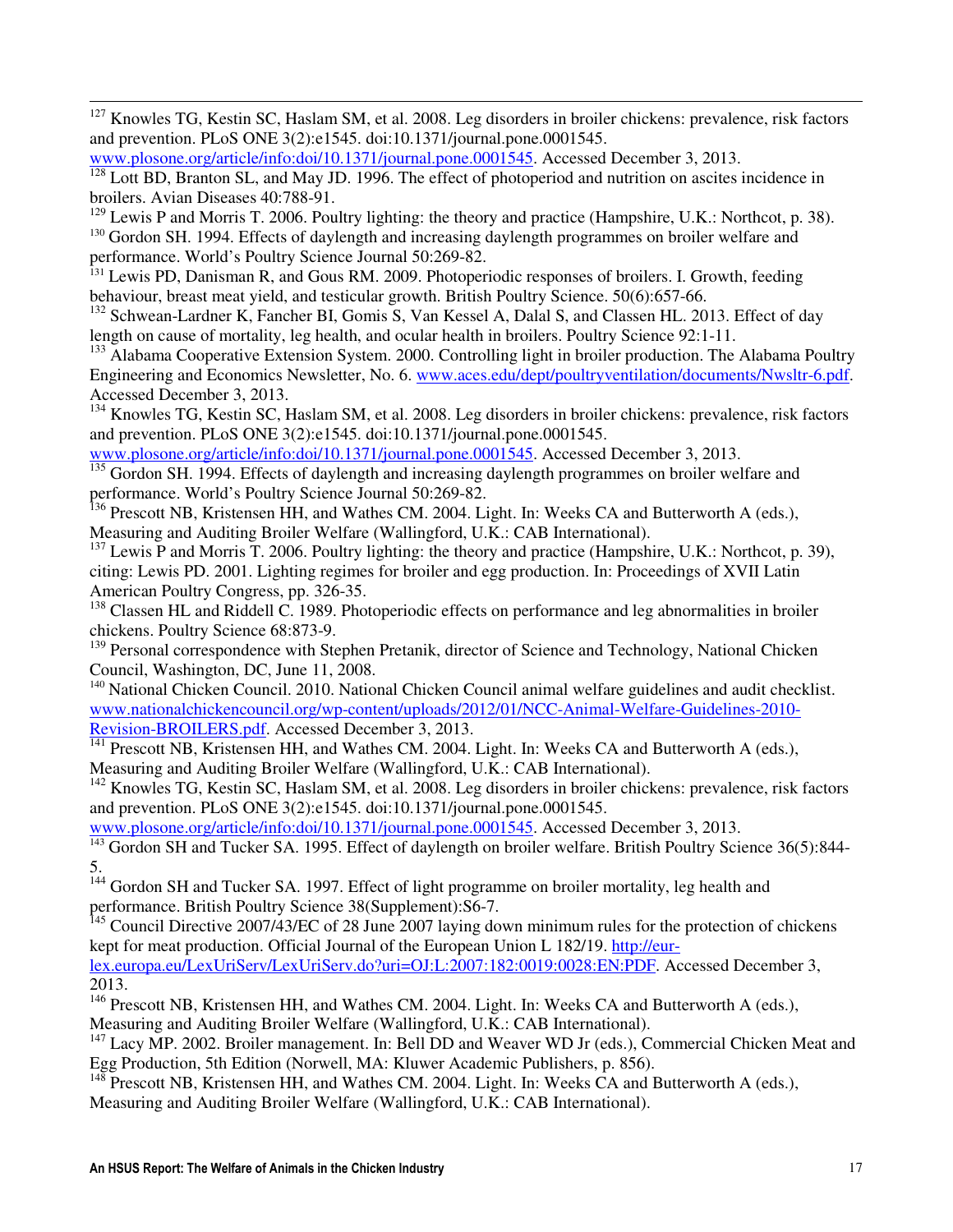[127] Knowles TG, Kestin SC, Haslam SM, et al. 2008. Leg disorders in broiler chickens: prevalence, risk factors and prevention. PLoS ONE 3(2):e1545. doi:10.1371/journal.pone.0001545. www.plosone.org/article/info:doi/10.1371/journal.pone.0001545. Accessed December 3, 2013.

[128] Lott BD, Branton SL, and May JD. 1996. The effect of photoperiod and nutrition on ascites incidence in broilers. Avian Diseases 40:788-91.

[129] Lewis P and Morris T. 2006. Poultry lighting: the theory and practice (Hampshire, U.K.: Northcot, p. 38).

[130] Gordon SH. 1994. Effects of daylength and increasing daylength programmes on broiler welfare and performance. World's Poultry Science Journal 50:269-82.

[131] Lewis PD, Danisman R, and Gous RM. 2009. Photoperiodic responses of broilers. I. Growth, feeding behaviour, breast meat yield, and testicular growth. British Poultry Science. 50(6):657-66.

[132] Schwean-Lardner K, Fancher BI, Gomis S, Van Kessel A, Dalal S, and Classen HL. 2013. Effect of day length on cause of mortality, leg health, and ocular health in broilers. Poultry Science 92:1-11.

[133] Alabama Cooperative Extension System. 2000. Controlling light in broiler production. The Alabama Poultry Engineering and Economics Newsletter, No. 6. www.aces.edu/dept/poultryventilation/documents/Nwsltr-6.pdf. Accessed December 3, 2013.

[134] Knowles TG, Kestin SC, Haslam SM, et al. 2008. Leg disorders in broiler chickens: prevalence, risk factors and prevention. PLoS ONE 3(2):e1545. doi:10.1371/journal.pone.0001545. www.plosone.org/article/info:doi/10.1371/journal.pone.0001545. Accessed December 3, 2013.

[135] Gordon SH. 1994. Effects of daylength and increasing daylength programmes on broiler welfare and performance. World's Poultry Science Journal 50:269-82.

[136] Prescott NB, Kristensen HH, and Wathes CM. 2004. Light. In: Weeks CA and Butterworth A (eds.), Measuring and Auditing Broiler Welfare (Wallingford, U.K.: CAB International).

[137] Lewis P and Morris T. 2006. Poultry lighting: the theory and practice (Hampshire, U.K.: Northcot, p. 39), citing: Lewis PD. 2001. Lighting regimes for broiler and egg production. In: Proceedings of XVII Latin American Poultry Congress, pp. 326-35.

[138] Classen HL and Riddell C. 1989. Photoperiodic effects on performance and leg abnormalities in broiler chickens. Poultry Science 68:873-9.

[139] Personal correspondence with Stephen Pretanik, director of Science and Technology, National Chicken Council, Washington, DC, June 11, 2008.

[140] National Chicken Council. 2010. National Chicken Council animal welfare guidelines and audit checklist. www.nationalchickencouncil.org/wp-content/uploads/2012/01/NCC-Animal-Welfare-Guidelines-2010-Revision-BROILERS.pdf. Accessed December 3, 2013.

[141] Prescott NB, Kristensen HH, and Wathes CM. 2004. Light. In: Weeks CA and Butterworth A (eds.), Measuring and Auditing Broiler Welfare (Wallingford, U.K.: CAB International).

[142] Knowles TG, Kestin SC, Haslam SM, et al. 2008. Leg disorders in broiler chickens: prevalence, risk factors and prevention. PLoS ONE 3(2):e1545. doi:10.1371/journal.pone.0001545. www.plosone.org/article/info:doi/10.1371/journal.pone.0001545. Accessed December 3, 2013.

[143] Gordon SH and Tucker SA. 1995. Effect of daylength on broiler welfare. British Poultry Science 36(5):844-5.

[144] Gordon SH and Tucker SA. 1997. Effect of light programme on broiler mortality, leg health and performance. British Poultry Science 38(Supplement):S6-7.

[145] Council Directive 2007/43/EC of 28 June 2007 laying down minimum rules for the protection of chickens kept for meat production. Official Journal of the European Union L 182/19. http://eur-lex.europa.eu/LexUriServ/LexUriServ.do?uri=OJ:L:2007:182:0019:0028:EN:PDF. Accessed December 3, 2013.

[146] Prescott NB, Kristensen HH, and Wathes CM. 2004. Light. In: Weeks CA and Butterworth A (eds.), Measuring and Auditing Broiler Welfare (Wallingford, U.K.: CAB International).

[147] Lacy MP. 2002. Broiler management. In: Bell DD and Weaver WD Jr (eds.), Commercial Chicken Meat and Egg Production, 5th Edition (Norwell, MA: Kluwer Academic Publishers, p. 856).

[148] Prescott NB, Kristensen HH, and Wathes CM. 2004. Light. In: Weeks CA and Butterworth A (eds.), Measuring and Auditing Broiler Welfare (Wallingford, U.K.: CAB International).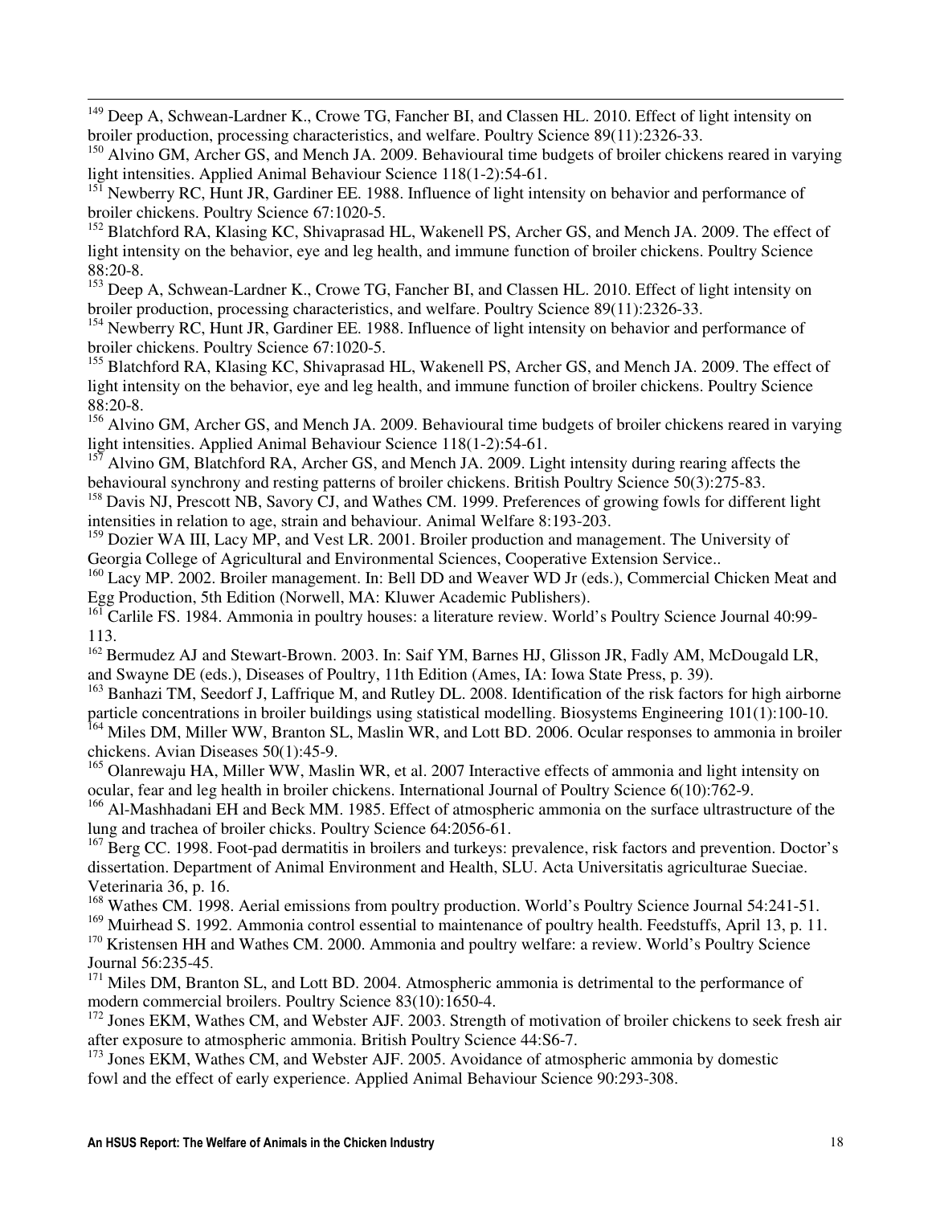[149] Deep A, Schwean-Lardner K., Crowe TG, Fancher BI, and Classen HL. 2010. Effect of light intensity on broiler production, processing characteristics, and welfare. Poultry Science 89(11):2326-33.

[150] Alvino GM, Archer GS, and Mench JA. 2009. Behavioural time budgets of broiler chickens reared in varying light intensities. Applied Animal Behaviour Science 118(1-2):54-61.

[151] Newberry RC, Hunt JR, Gardiner EE. 1988. Influence of light intensity on behavior and performance of broiler chickens. Poultry Science 67:1020-5.

[152] Blatchford RA, Klasing KC, Shivaprasad HL, Wakenell PS, Archer GS, and Mench JA. 2009. The effect of light intensity on the behavior, eye and leg health, and immune function of broiler chickens. Poultry Science 88:20-8.

[153] Deep A, Schwean-Lardner K., Crowe TG, Fancher BI, and Classen HL. 2010. Effect of light intensity on broiler production, processing characteristics, and welfare. Poultry Science 89(11):2326-33.

[154] Newberry RC, Hunt JR, Gardiner EE. 1988. Influence of light intensity on behavior and performance of broiler chickens. Poultry Science 67:1020-5.

[155] Blatchford RA, Klasing KC, Shivaprasad HL, Wakenell PS, Archer GS, and Mench JA. 2009. The effect of light intensity on the behavior, eye and leg health, and immune function of broiler chickens. Poultry Science 88:20-8.

[156] Alvino GM, Archer GS, and Mench JA. 2009. Behavioural time budgets of broiler chickens reared in varying light intensities. Applied Animal Behaviour Science 118(1-2):54-61.

[157] Alvino GM, Blatchford RA, Archer GS, and Mench JA. 2009. Light intensity during rearing affects the behavioural synchrony and resting patterns of broiler chickens. British Poultry Science 50(3):275-83.

[158] Davis NJ, Prescott NB, Savory CJ, and Wathes CM. 1999. Preferences of growing fowls for different light intensities in relation to age, strain and behaviour. Animal Welfare 8:193-203.

[159] Dozier WA III, Lacy MP, and Vest LR. 2001. Broiler production and management. The University of Georgia College of Agricultural and Environmental Sciences, Cooperative Extension Service..

[160] Lacy MP. 2002. Broiler management. In: Bell DD and Weaver WD Jr (eds.), Commercial Chicken Meat and Egg Production, 5th Edition (Norwell, MA: Kluwer Academic Publishers).

[161] Carlile FS. 1984. Ammonia in poultry houses: a literature review. World's Poultry Science Journal 40:99-113.

[162] Bermudez AJ and Stewart-Brown. 2003. In: Saif YM, Barnes HJ, Glisson JR, Fadly AM, McDougald LR, and Swayne DE (eds.), Diseases of Poultry, 11th Edition (Ames, IA: Iowa State Press, p. 39).

[163] Banhazi TM, Seedorf J, Laffrique M, and Rutley DL. 2008. Identification of the risk factors for high airborne particle concentrations in broiler buildings using statistical modelling. Biosystems Engineering 101(1):100-10.

[164] Miles DM, Miller WW, Branton SL, Maslin WR, and Lott BD. 2006. Ocular responses to ammonia in broiler chickens. Avian Diseases 50(1):45-9.

[165] Olanrewaju HA, Miller WW, Maslin WR, et al. 2007 Interactive effects of ammonia and light intensity on ocular, fear and leg health in broiler chickens. International Journal of Poultry Science 6(10):762-9.

[166] Al-Mashhadani EH and Beck MM. 1985. Effect of atmospheric ammonia on the surface ultrastructure of the lung and trachea of broiler chicks. Poultry Science 64:2056-61.

[167] Berg CC. 1998. Foot-pad dermatitis in broilers and turkeys: prevalence, risk factors and prevention. Doctor's dissertation. Department of Animal Environment and Health, SLU. Acta Universitatis agriculturae Sueciae. Veterinaria 36, p. 16.

[168] Wathes CM. 1998. Aerial emissions from poultry production. World's Poultry Science Journal 54:241-51.

[169] Muirhead S. 1992. Ammonia control essential to maintenance of poultry health. Feedstuffs, April 13, p. 11.

[170] Kristensen HH and Wathes CM. 2000. Ammonia and poultry welfare: a review. World's Poultry Science Journal 56:235-45.

[171] Miles DM, Branton SL, and Lott BD. 2004. Atmospheric ammonia is detrimental to the performance of modern commercial broilers. Poultry Science 83(10):1650-4.

[172] Jones EKM, Wathes CM, and Webster AJF. 2003. Strength of motivation of broiler chickens to seek fresh air after exposure to atmospheric ammonia. British Poultry Science 44:S6-7.

[173] Jones EKM, Wathes CM, and Webster AJF. 2005. Avoidance of atmospheric ammonia by domestic fowl and the effect of early experience. Applied Animal Behaviour Science 90:293-308.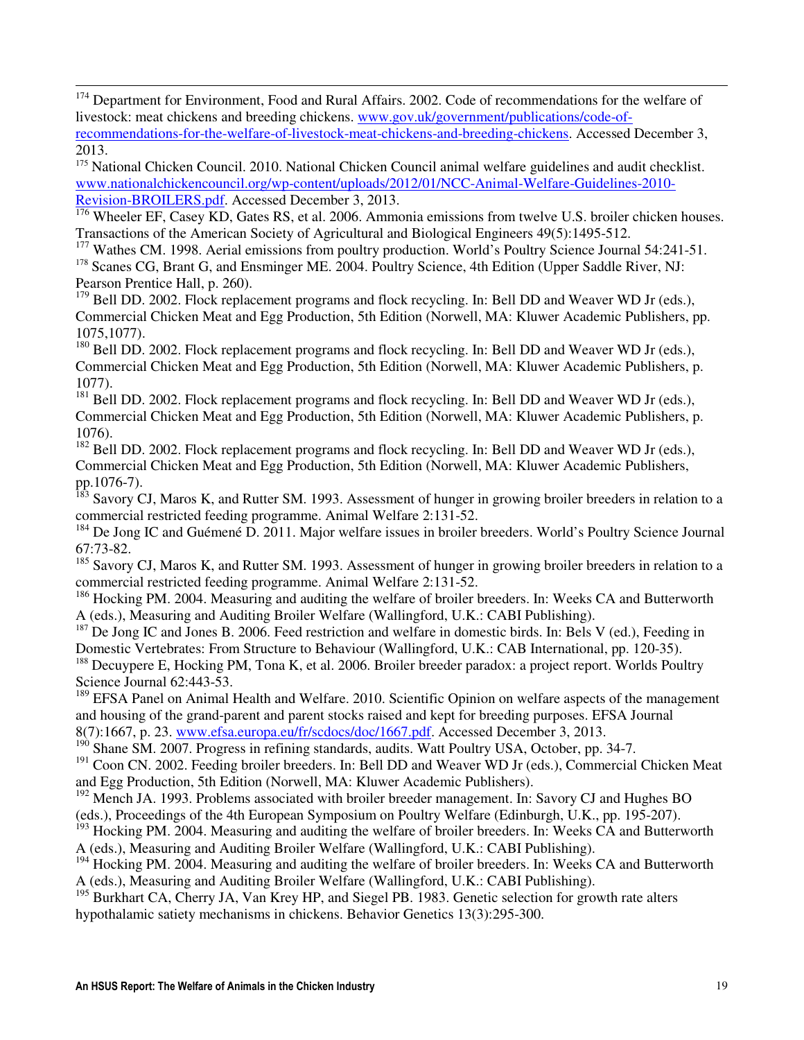[174] Department for Environment, Food and Rural Affairs. 2002. Code of recommendations for the welfare of livestock: meat chickens and breeding chickens. www.gov.uk/government/publications/code-of-recommendations-for-the-welfare-of-livestock-meat-chickens-and-breeding-chickens. Accessed December 3, 2013.

[175] National Chicken Council. 2010. National Chicken Council animal welfare guidelines and audit checklist. www.nationalchickencouncil.org/wp-content/uploads/2012/01/NCC-Animal-Welfare-Guidelines-2010-Revision-BROILERS.pdf. Accessed December 3, 2013.

[176] Wheeler EF, Casey KD, Gates RS, et al. 2006. Ammonia emissions from twelve U.S. broiler chicken houses. Transactions of the American Society of Agricultural and Biological Engineers 49(5):1495-512.

[177] Wathes CM. 1998. Aerial emissions from poultry production. World's Poultry Science Journal 54:241-51.

[178] Scanes CG, Brant G, and Ensminger ME. 2004. Poultry Science, 4th Edition (Upper Saddle River, NJ: Pearson Prentice Hall, p. 260).

[179] Bell DD. 2002. Flock replacement programs and flock recycling. In: Bell DD and Weaver WD Jr (eds.), Commercial Chicken Meat and Egg Production, 5th Edition (Norwell, MA: Kluwer Academic Publishers, pp. 1075,1077).

[180] Bell DD. 2002. Flock replacement programs and flock recycling. In: Bell DD and Weaver WD Jr (eds.), Commercial Chicken Meat and Egg Production, 5th Edition (Norwell, MA: Kluwer Academic Publishers, p. 1077).

[181] Bell DD. 2002. Flock replacement programs and flock recycling. In: Bell DD and Weaver WD Jr (eds.), Commercial Chicken Meat and Egg Production, 5th Edition (Norwell, MA: Kluwer Academic Publishers, p. 1076).

[182] Bell DD. 2002. Flock replacement programs and flock recycling. In: Bell DD and Weaver WD Jr (eds.), Commercial Chicken Meat and Egg Production, 5th Edition (Norwell, MA: Kluwer Academic Publishers, pp.1076-7).

[183] Savory CJ, Maros K, and Rutter SM. 1993. Assessment of hunger in growing broiler breeders in relation to a commercial restricted feeding programme. Animal Welfare 2:131-52.

[184] De Jong IC and Guémené D. 2011. Major welfare issues in broiler breeders. World's Poultry Science Journal 67:73-82.

[185] Savory CJ, Maros K, and Rutter SM. 1993. Assessment of hunger in growing broiler breeders in relation to a commercial restricted feeding programme. Animal Welfare 2:131-52.

[186] Hocking PM. 2004. Measuring and auditing the welfare of broiler breeders. In: Weeks CA and Butterworth A (eds.), Measuring and Auditing Broiler Welfare (Wallingford, U.K.: CABI Publishing).

[187] De Jong IC and Jones B. 2006. Feed restriction and welfare in domestic birds. In: Bels V (ed.), Feeding in Domestic Vertebrates: From Structure to Behaviour (Wallingford, U.K.: CAB International, pp. 120-35).

[188] Decuypere E, Hocking PM, Tona K, et al. 2006. Broiler breeder paradox: a project report. Worlds Poultry Science Journal 62:443-53.

[189] EFSA Panel on Animal Health and Welfare. 2010. Scientific Opinion on welfare aspects of the management and housing of the grand-parent and parent stocks raised and kept for breeding purposes. EFSA Journal 8(7):1667, p. 23. www.efsa.europa.eu/fr/scdocs/doc/1667.pdf. Accessed December 3, 2013.

[190] Shane SM. 2007. Progress in refining standards, audits. Watt Poultry USA, October, pp. 34-7.

[191] Coon CN. 2002. Feeding broiler breeders. In: Bell DD and Weaver WD Jr (eds.), Commercial Chicken Meat and Egg Production, 5th Edition (Norwell, MA: Kluwer Academic Publishers).

[192] Mench JA. 1993. Problems associated with broiler breeder management. In: Savory CJ and Hughes BO (eds.), Proceedings of the 4th European Symposium on Poultry Welfare (Edinburgh, U.K., pp. 195-207).

[193] Hocking PM. 2004. Measuring and auditing the welfare of broiler breeders. In: Weeks CA and Butterworth A (eds.), Measuring and Auditing Broiler Welfare (Wallingford, U.K.: CABI Publishing).

[194] Hocking PM. 2004. Measuring and auditing the welfare of broiler breeders. In: Weeks CA and Butterworth A (eds.), Measuring and Auditing Broiler Welfare (Wallingford, U.K.: CABI Publishing).

[195] Burkhart CA, Cherry JA, Van Krey HP, and Siegel PB. 1983. Genetic selection for growth rate alters hypothalamic satiety mechanisms in chickens. Behavior Genetics 13(3):295-300.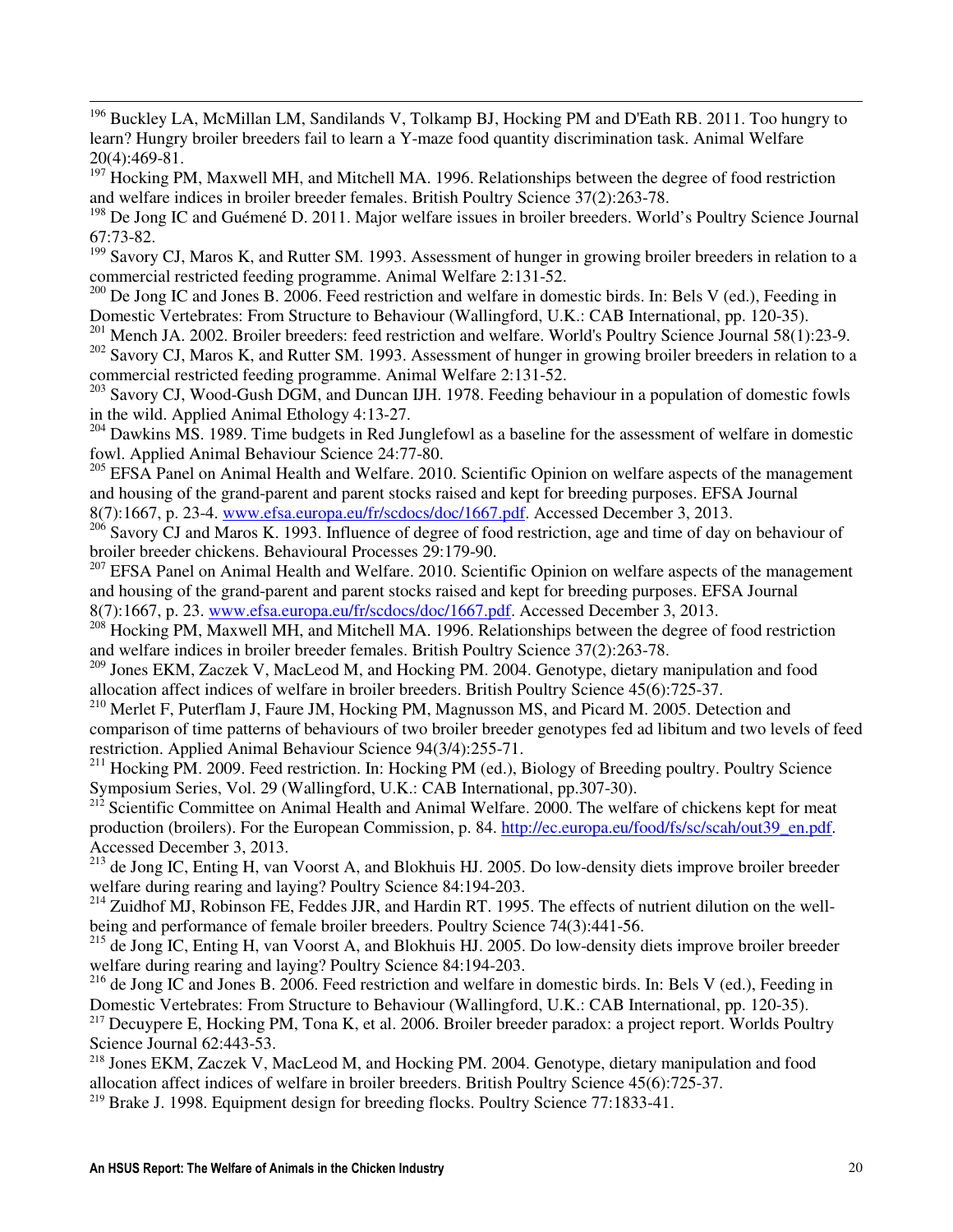[196] Buckley LA, McMillan LM, Sandilands V, Tolkamp BJ, Hocking PM and D'Eath RB. 2011. Too hungry to learn? Hungry broiler breeders fail to learn a Y-maze food quantity discrimination task. Animal Welfare 20(4):469-81.

[197] Hocking PM, Maxwell MH, and Mitchell MA. 1996. Relationships between the degree of food restriction and welfare indices in broiler breeder females. British Poultry Science 37(2):263-78.

[198] De Jong IC and Guémené D. 2011. Major welfare issues in broiler breeders. World's Poultry Science Journal 67:73-82.

[199] Savory CJ, Maros K, and Rutter SM. 1993. Assessment of hunger in growing broiler breeders in relation to a commercial restricted feeding programme. Animal Welfare 2:131-52.

[200] De Jong IC and Jones B. 2006. Feed restriction and welfare in domestic birds. In: Bels V (ed.), Feeding in Domestic Vertebrates: From Structure to Behaviour (Wallingford, U.K.: CAB International, pp. 120-35).

[201] Mench JA. 2002. Broiler breeders: feed restriction and welfare. World's Poultry Science Journal 58(1):23-9.

[202] Savory CJ, Maros K, and Rutter SM. 1993. Assessment of hunger in growing broiler breeders in relation to a commercial restricted feeding programme. Animal Welfare 2:131-52.

[203] Savory CJ, Wood-Gush DGM, and Duncan IJH. 1978. Feeding behaviour in a population of domestic fowls in the wild. Applied Animal Ethology 4:13-27.

[204] Dawkins MS. 1989. Time budgets in Red Junglefowl as a baseline for the assessment of welfare in domestic fowl. Applied Animal Behaviour Science 24:77-80.

[205] EFSA Panel on Animal Health and Welfare. 2010. Scientific Opinion on welfare aspects of the management and housing of the grand-parent and parent stocks raised and kept for breeding purposes. EFSA Journal 8(7):1667, p. 23-4. www.efsa.europa.eu/fr/scdocs/doc/1667.pdf. Accessed December 3, 2013.

[206] Savory CJ and Maros K. 1993. Influence of degree of food restriction, age and time of day on behaviour of broiler breeder chickens. Behavioural Processes 29:179-90.

[207] EFSA Panel on Animal Health and Welfare. 2010. Scientific Opinion on welfare aspects of the management and housing of the grand-parent and parent stocks raised and kept for breeding purposes. EFSA Journal 8(7):1667, p. 23. www.efsa.europa.eu/fr/scdocs/doc/1667.pdf. Accessed December 3, 2013.

[208] Hocking PM, Maxwell MH, and Mitchell MA. 1996. Relationships between the degree of food restriction and welfare indices in broiler breeder females. British Poultry Science 37(2):263-78.

[209] Jones EKM, Zaczek V, MacLeod M, and Hocking PM. 2004. Genotype, dietary manipulation and food allocation affect indices of welfare in broiler breeders. British Poultry Science 45(6):725-37.

[210] Merlet F, Puterflam J, Faure JM, Hocking PM, Magnusson MS, and Picard M. 2005. Detection and comparison of time patterns of behaviours of two broiler breeder genotypes fed ad libitum and two levels of feed restriction. Applied Animal Behaviour Science 94(3/4):255-71.

[211] Hocking PM. 2009. Feed restriction. In: Hocking PM (ed.), Biology of Breeding poultry. Poultry Science Symposium Series, Vol. 29 (Wallingford, U.K.: CAB International, pp.307-30).

[212] Scientific Committee on Animal Health and Animal Welfare. 2000. The welfare of chickens kept for meat production (broilers). For the European Commission, p. 84. http://ec.europa.eu/food/fs/sc/scah/out39_en.pdf. Accessed December 3, 2013.

[213] de Jong IC, Enting H, van Voorst A, and Blokhuis HJ. 2005. Do low-density diets improve broiler breeder welfare during rearing and laying? Poultry Science 84:194-203.

[214] Zuidhof MJ, Robinson FE, Feddes JJR, and Hardin RT. 1995. The effects of nutrient dilution on the well-being and performance of female broiler breeders. Poultry Science 74(3):441-56.

[215] de Jong IC, Enting H, van Voorst A, and Blokhuis HJ. 2005. Do low-density diets improve broiler breeder welfare during rearing and laying? Poultry Science 84:194-203.

[216] de Jong IC and Jones B. 2006. Feed restriction and welfare in domestic birds. In: Bels V (ed.), Feeding in Domestic Vertebrates: From Structure to Behaviour (Wallingford, U.K.: CAB International, pp. 120-35).

[217] Decuypere E, Hocking PM, Tona K, et al. 2006. Broiler breeder paradox: a project report. Worlds Poultry Science Journal 62:443-53.

[218] Jones EKM, Zaczek V, MacLeod M, and Hocking PM. 2004. Genotype, dietary manipulation and food allocation affect indices of welfare in broiler breeders. British Poultry Science 45(6):725-37.

[219] Brake J. 1998. Equipment design for breeding flocks. Poultry Science 77:1833-41.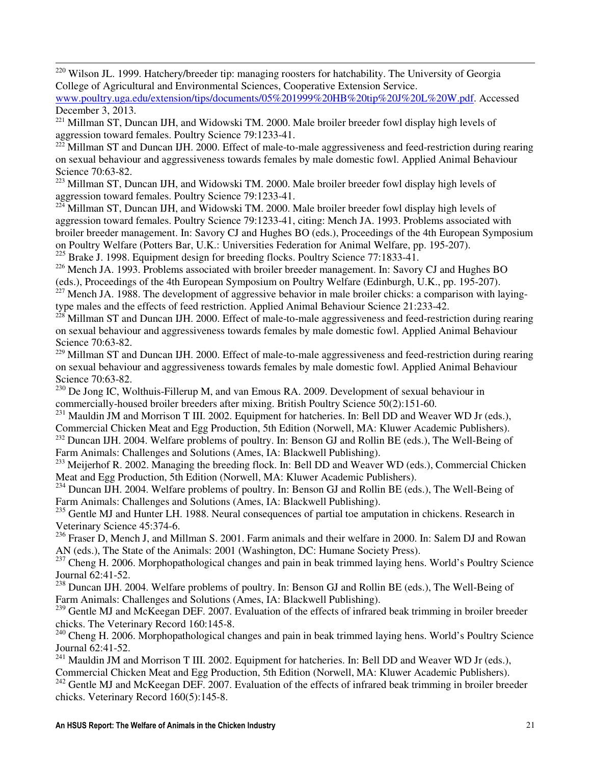[220] Wilson JL. 1999. Hatchery/breeder tip: managing roosters for hatchability. The University of Georgia College of Agricultural and Environmental Sciences, Cooperative Extension Service. www.poultry.uga.edu/extension/tips/documents/05%201999%20HB%20tip%20J%20L%20W.pdf. Accessed December 3, 2013.

[221] Millman ST, Duncan IJH, and Widowski TM. 2000. Male broiler breeder fowl display high levels of aggression toward females. Poultry Science 79:1233-41.

[222] Millman ST and Duncan IJH. 2000. Effect of male-to-male aggressiveness and feed-restriction during rearing on sexual behaviour and aggressiveness towards females by male domestic fowl. Applied Animal Behaviour Science 70:63-82.

[223] Millman ST, Duncan IJH, and Widowski TM. 2000. Male broiler breeder fowl display high levels of aggression toward females. Poultry Science 79:1233-41.

[224] Millman ST, Duncan IJH, and Widowski TM. 2000. Male broiler breeder fowl display high levels of aggression toward females. Poultry Science 79:1233-41, citing: Mench JA. 1993. Problems associated with broiler breeder management. In: Savory CJ and Hughes BO (eds.), Proceedings of the 4th European Symposium on Poultry Welfare (Potters Bar, U.K.: Universities Federation for Animal Welfare, pp. 195-207).

[225] Brake J. 1998. Equipment design for breeding flocks. Poultry Science 77:1833-41.

[226] Mench JA. 1993. Problems associated with broiler breeder management. In: Savory CJ and Hughes BO (eds.), Proceedings of the 4th European Symposium on Poultry Welfare (Edinburgh, U.K., pp. 195-207).

[227] Mench JA. 1988. The development of aggressive behavior in male broiler chicks: a comparison with laying-type males and the effects of feed restriction. Applied Animal Behaviour Science 21:233-42.

[228] Millman ST and Duncan IJH. 2000. Effect of male-to-male aggressiveness and feed-restriction during rearing on sexual behaviour and aggressiveness towards females by male domestic fowl. Applied Animal Behaviour Science 70:63-82.

[229] Millman ST and Duncan IJH. 2000. Effect of male-to-male aggressiveness and feed-restriction during rearing on sexual behaviour and aggressiveness towards females by male domestic fowl. Applied Animal Behaviour Science 70:63-82.

[230] De Jong IC, Wolthuis-Fillerup M, and van Emous RA. 2009. Development of sexual behaviour in commercially-housed broiler breeders after mixing. British Poultry Science 50(2):151-60.

[231] Mauldin JM and Morrison T III. 2002. Equipment for hatcheries. In: Bell DD and Weaver WD Jr (eds.), Commercial Chicken Meat and Egg Production, 5th Edition (Norwell, MA: Kluwer Academic Publishers).

[232] Duncan IJH. 2004. Welfare problems of poultry. In: Benson GJ and Rollin BE (eds.), The Well-Being of Farm Animals: Challenges and Solutions (Ames, IA: Blackwell Publishing).

[233] Meijerhof R. 2002. Managing the breeding flock. In: Bell DD and Weaver WD (eds.), Commercial Chicken Meat and Egg Production, 5th Edition (Norwell, MA: Kluwer Academic Publishers).

[234] Duncan IJH. 2004. Welfare problems of poultry. In: Benson GJ and Rollin BE (eds.), The Well-Being of Farm Animals: Challenges and Solutions (Ames, IA: Blackwell Publishing).

[235] Gentle MJ and Hunter LH. 1988. Neural consequences of partial toe amputation in chickens. Research in Veterinary Science 45:374-6.

[236] Fraser D, Mench J, and Millman S. 2001. Farm animals and their welfare in 2000. In: Salem DJ and Rowan AN (eds.), The State of the Animals: 2001 (Washington, DC: Humane Society Press).

[237] Cheng H. 2006. Morphopathological changes and pain in beak trimmed laying hens. World's Poultry Science Journal 62:41-52.

[238] Duncan IJH. 2004. Welfare problems of poultry. In: Benson GJ and Rollin BE (eds.), The Well-Being of Farm Animals: Challenges and Solutions (Ames, IA: Blackwell Publishing).

[239] Gentle MJ and McKeegan DEF. 2007. Evaluation of the effects of infrared beak trimming in broiler breeder chicks. The Veterinary Record 160:145-8.

[240] Cheng H. 2006. Morphopathological changes and pain in beak trimmed laying hens. World's Poultry Science Journal 62:41-52.

[241] Mauldin JM and Morrison T III. 2002. Equipment for hatcheries. In: Bell DD and Weaver WD Jr (eds.), Commercial Chicken Meat and Egg Production, 5th Edition (Norwell, MA: Kluwer Academic Publishers).

[242] Gentle MJ and McKeegan DEF. 2007. Evaluation of the effects of infrared beak trimming in broiler breeder chicks. Veterinary Record 160(5):145-8.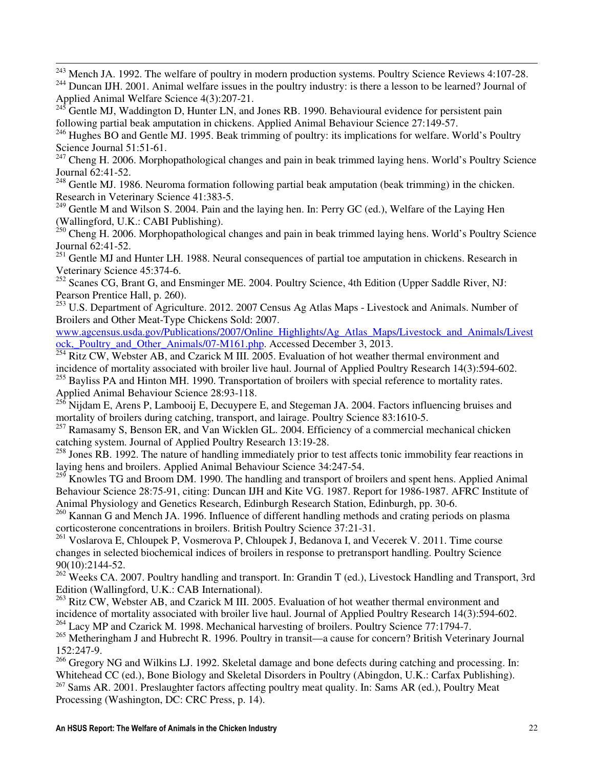[243] Mench JA. 1992. The welfare of poultry in modern production systems. Poultry Science Reviews 4:107-28.

[244] Duncan IJH. 2001. Animal welfare issues in the poultry industry: is there a lesson to be learned? Journal of Applied Animal Welfare Science 4(3):207-21.

[245] Gentle MJ, Waddington D, Hunter LN, and Jones RB. 1990. Behavioural evidence for persistent pain following partial beak amputation in chickens. Applied Animal Behaviour Science 27:149-57.

[246] Hughes BO and Gentle MJ. 1995. Beak trimming of poultry: its implications for welfare. World's Poultry Science Journal 51:51-61.

[247] Cheng H. 2006. Morphopathological changes and pain in beak trimmed laying hens. World's Poultry Science Journal 62:41-52.

[248] Gentle MJ. 1986. Neuroma formation following partial beak amputation (beak trimming) in the chicken. Research in Veterinary Science 41:383-5.

[249] Gentle M and Wilson S. 2004. Pain and the laying hen. In: Perry GC (ed.), Welfare of the Laying Hen (Wallingford, U.K.: CABI Publishing).

[250] Cheng H. 2006. Morphopathological changes and pain in beak trimmed laying hens. World's Poultry Science Journal 62:41-52.

[251] Gentle MJ and Hunter LH. 1988. Neural consequences of partial toe amputation in chickens. Research in Veterinary Science 45:374-6.

[252] Scanes CG, Brant G, and Ensminger ME. 2004. Poultry Science, 4th Edition (Upper Saddle River, NJ: Pearson Prentice Hall, p. 260).

[253] U.S. Department of Agriculture. 2012. 2007 Census Ag Atlas Maps - Livestock and Animals. Number of Broilers and Other Meat-Type Chickens Sold: 2007. [www.agcensus.usda.gov/Publications/2007/Online_Highlights/Ag_Atlas_Maps/Livestock_and_Animals/Livestock,_Poultry_and_Other_Animals/07-M161.php](www.agcensus.usda.gov/Publications/2007/Online_Highlights/Ag_Atlas_Maps/Livestock_and_Animals/Livestock,_Poultry_and_Other_Animals/07-M161.php). Accessed December 3, 2013.

[254] Ritz CW, Webster AB, and Czarick M III. 2005. Evaluation of hot weather thermal environment and incidence of mortality associated with broiler live haul. Journal of Applied Poultry Research 14(3):594-602.

[255] Bayliss PA and Hinton MH. 1990. Transportation of broilers with special reference to mortality rates. Applied Animal Behaviour Science 28:93-118.

[256] Nijdam E, Arens P, Lambooij E, Decuypere E, and Stegeman JA. 2004. Factors influencing bruises and mortality of broilers during catching, transport, and lairage. Poultry Science 83:1610-5.

[257] Ramasamy S, Benson ER, and Van Wicklen GL. 2004. Efficiency of a commercial mechanical chicken catching system. Journal of Applied Poultry Research 13:19-28.

[258] Jones RB. 1992. The nature of handling immediately prior to test affects tonic immobility fear reactions in laying hens and broilers. Applied Animal Behaviour Science 34:247-54.

[259] Knowles TG and Broom DM. 1990. The handling and transport of broilers and spent hens. Applied Animal Behaviour Science 28:75-91, citing: Duncan IJH and Kite VG. 1987. Report for 1986-1987. AFRC Institute of Animal Physiology and Genetics Research, Edinburgh Research Station, Edinburgh, pp. 30-6.

[260] Kannan G and Mench JA. 1996. Influence of different handling methods and crating periods on plasma corticosterone concentrations in broilers. British Poultry Science 37:21-31.

[261] Voslarova E, Chloupek P, Vosmerova P, Chloupek J, Bedanova I, and Vecerek V. 2011. Time course changes in selected biochemical indices of broilers in response to pretransport handling. Poultry Science 90(10):2144-52.

[262] Weeks CA. 2007. Poultry handling and transport. In: Grandin T (ed.), Livestock Handling and Transport, 3rd Edition (Wallingford, U.K.: CAB International).

[263] Ritz CW, Webster AB, and Czarick M III. 2005. Evaluation of hot weather thermal environment and incidence of mortality associated with broiler live haul. Journal of Applied Poultry Research 14(3):594-602.

[264] Lacy MP and Czarick M. 1998. Mechanical harvesting of broilers. Poultry Science 77:1794-7.

[265] Metheringham J and Hubrecht R. 1996. Poultry in transit—a cause for concern? British Veterinary Journal 152:247-9.

[266] Gregory NG and Wilkins LJ. 1992. Skeletal damage and bone defects during catching and processing. In: Whitehead CC (ed.), Bone Biology and Skeletal Disorders in Poultry (Abingdon, U.K.: Carfax Publishing).

[267] Sams AR. 2001. Preslaughter factors affecting poultry meat quality. In: Sams AR (ed.), Poultry Meat Processing (Washington, DC: CRC Press, p. 14).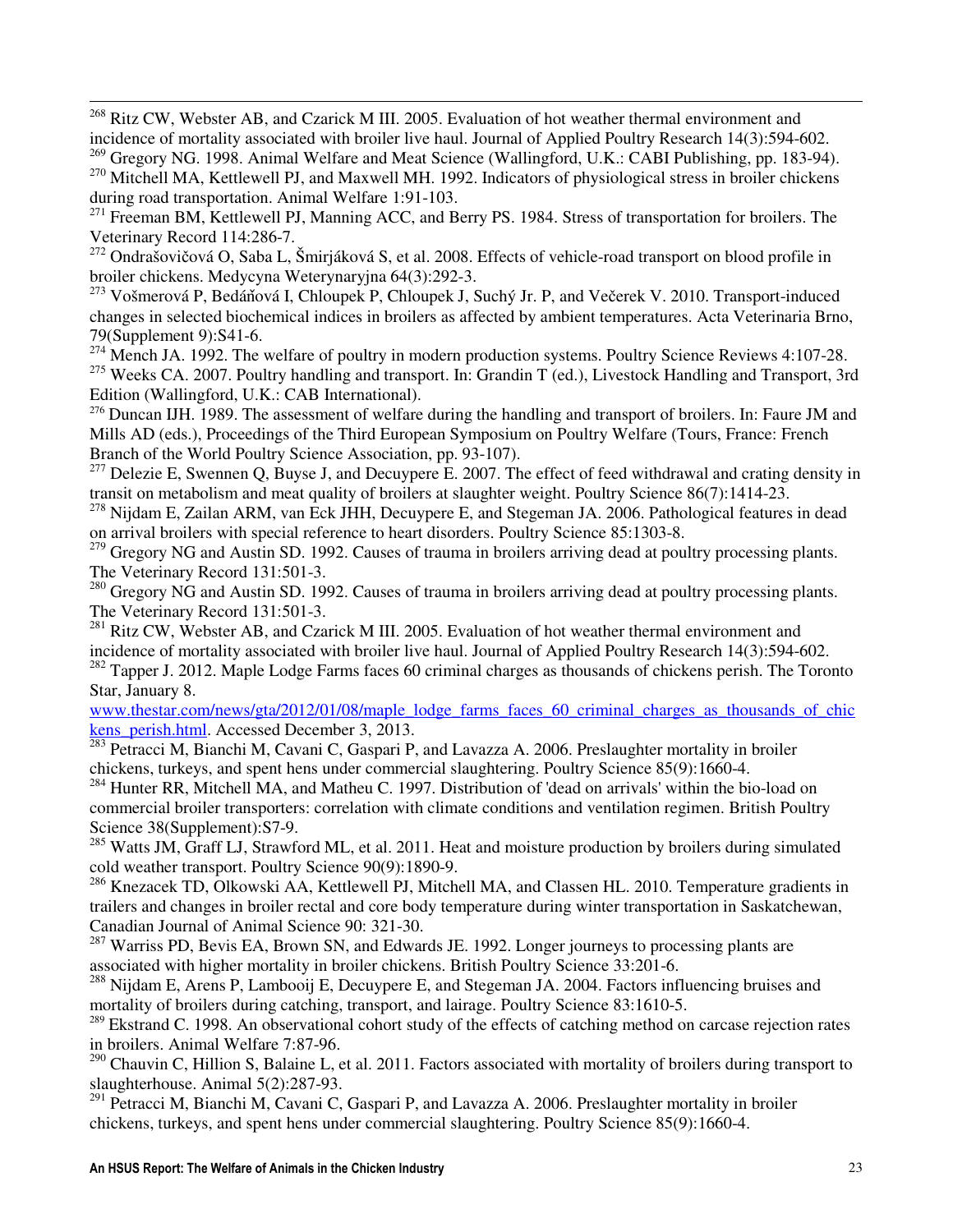[268] Ritz CW, Webster AB, and Czarick M III. 2005. Evaluation of hot weather thermal environment and incidence of mortality associated with broiler live haul. Journal of Applied Poultry Research 14(3):594-602.

[269] Gregory NG. 1998. Animal Welfare and Meat Science (Wallingford, U.K.: CABI Publishing, pp. 183-94).

[270] Mitchell MA, Kettlewell PJ, and Maxwell MH. 1992. Indicators of physiological stress in broiler chickens during road transportation. Animal Welfare 1:91-103.

[271] Freeman BM, Kettlewell PJ, Manning ACC, and Berry PS. 1984. Stress of transportation for broilers. The Veterinary Record 114:286-7.

[272] Ondrašovičová O, Saba L, Šmirjáková S, et al. 2008. Effects of vehicle-road transport on blood profile in broiler chickens. Medycyna Weterynaryjna 64(3):292-3.

[273] Vošmerová P, Bedáňová I, Chloupek P, Chloupek J, Suchý Jr. P, and Večerek V. 2010. Transport-induced changes in selected biochemical indices in broilers as affected by ambient temperatures. Acta Veterinaria Brno, 79(Supplement 9):S41-6.

[274] Mench JA. 1992. The welfare of poultry in modern production systems. Poultry Science Reviews 4:107-28.

[275] Weeks CA. 2007. Poultry handling and transport. In: Grandin T (ed.), Livestock Handling and Transport, 3rd Edition (Wallingford, U.K.: CAB International).

[276] Duncan IJH. 1989. The assessment of welfare during the handling and transport of broilers. In: Faure JM and Mills AD (eds.), Proceedings of the Third European Symposium on Poultry Welfare (Tours, France: French Branch of the World Poultry Science Association, pp. 93-107).

[277] Delezie E, Swennen Q, Buyse J, and Decuypere E. 2007. The effect of feed withdrawal and crating density in transit on metabolism and meat quality of broilers at slaughter weight. Poultry Science 86(7):1414-23.

[278] Nijdam E, Zailan ARM, van Eck JHH, Decuypere E, and Stegeman JA. 2006. Pathological features in dead on arrival broilers with special reference to heart disorders. Poultry Science 85:1303-8.

[279] Gregory NG and Austin SD. 1992. Causes of trauma in broilers arriving dead at poultry processing plants. The Veterinary Record 131:501-3.

[280] Gregory NG and Austin SD. 1992. Causes of trauma in broilers arriving dead at poultry processing plants. The Veterinary Record 131:501-3.

[281] Ritz CW, Webster AB, and Czarick M III. 2005. Evaluation of hot weather thermal environment and incidence of mortality associated with broiler live haul. Journal of Applied Poultry Research 14(3):594-602.

[282] Tapper J. 2012. Maple Lodge Farms faces 60 criminal charges as thousands of chickens perish. The Toronto Star, January 8. www.thestar.com/news/gta/2012/01/08/maple_lodge_farms_faces_60_criminal_charges_as_thousands_of_chickens_perish.html. Accessed December 3, 2013.

[283] Petracci M, Bianchi M, Cavani C, Gaspari P, and Lavazza A. 2006. Preslaughter mortality in broiler chickens, turkeys, and spent hens under commercial slaughtering. Poultry Science 85(9):1660-4.

[284] Hunter RR, Mitchell MA, and Matheu C. 1997. Distribution of 'dead on arrivals' within the bio-load on commercial broiler transporters: correlation with climate conditions and ventilation regimen. British Poultry Science 38(Supplement):S7-9.

[285] Watts JM, Graff LJ, Strawford ML, et al. 2011. Heat and moisture production by broilers during simulated cold weather transport. Poultry Science 90(9):1890-9.

[286] Knezacek TD, Olkowski AA, Kettlewell PJ, Mitchell MA, and Classen HL. 2010. Temperature gradients in trailers and changes in broiler rectal and core body temperature during winter transportation in Saskatchewan, Canadian Journal of Animal Science 90: 321-30.

[287] Warriss PD, Bevis EA, Brown SN, and Edwards JE. 1992. Longer journeys to processing plants are associated with higher mortality in broiler chickens. British Poultry Science 33:201-6.

[288] Nijdam E, Arens P, Lambooij E, Decuypere E, and Stegeman JA. 2004. Factors influencing bruises and mortality of broilers during catching, transport, and lairage. Poultry Science 83:1610-5.

[289] Ekstrand C. 1998. An observational cohort study of the effects of catching method on carcase rejection rates in broilers. Animal Welfare 7:87-96.

[290] Chauvin C, Hillion S, Balaine L, et al. 2011. Factors associated with mortality of broilers during transport to slaughterhouse. Animal 5(2):287-93.

[291] Petracci M, Bianchi M, Cavani C, Gaspari P, and Lavazza A. 2006. Preslaughter mortality in broiler chickens, turkeys, and spent hens under commercial slaughtering. Poultry Science 85(9):1660-4.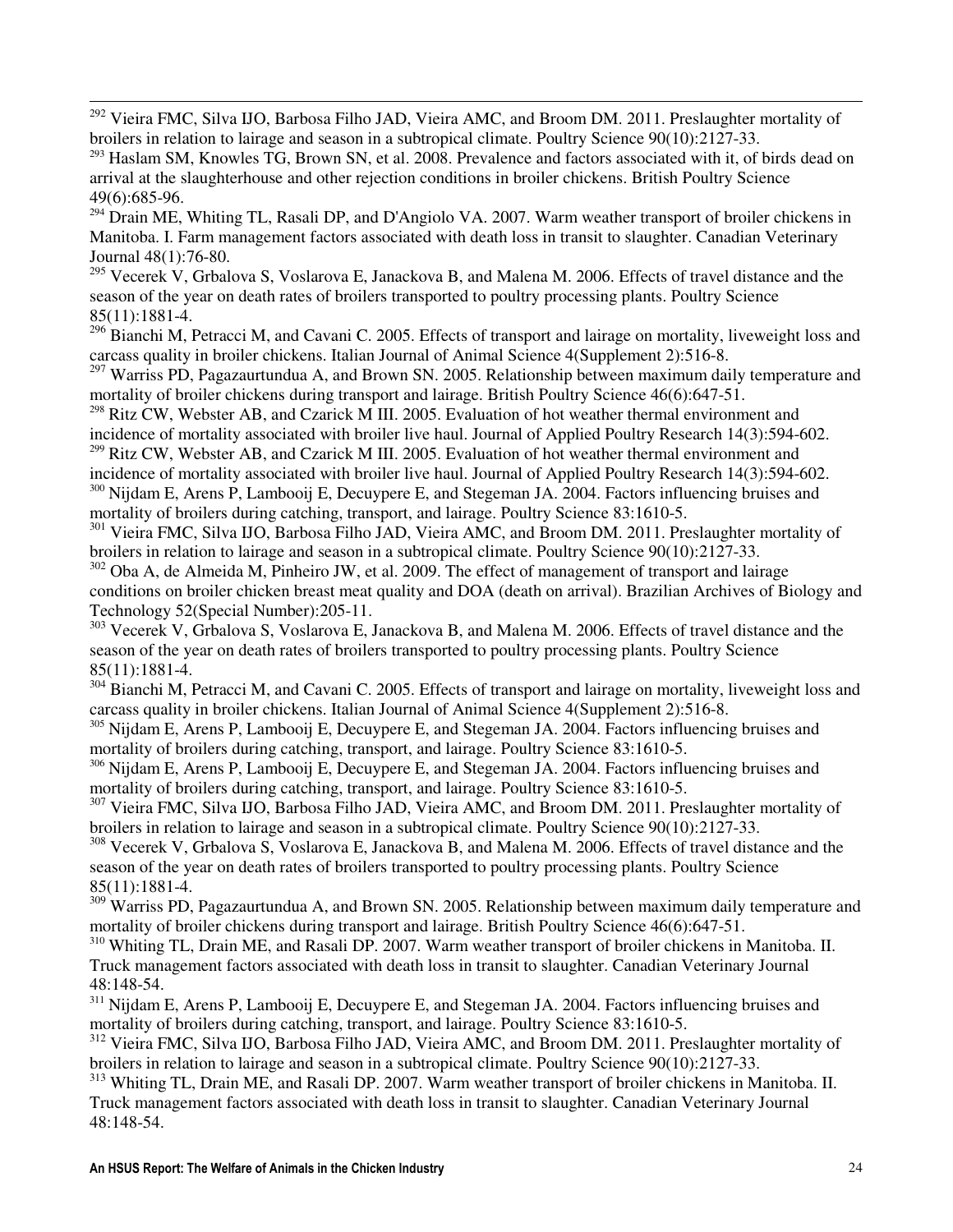[292] Vieira FMC, Silva IJO, Barbosa Filho JAD, Vieira AMC, and Broom DM. 2011. Preslaughter mortality of broilers in relation to lairage and season in a subtropical climate. Poultry Science 90(10):2127-33.

[293] Haslam SM, Knowles TG, Brown SN, et al. 2008. Prevalence and factors associated with it, of birds dead on arrival at the slaughterhouse and other rejection conditions in broiler chickens. British Poultry Science 49(6):685-96.

[294] Drain ME, Whiting TL, Rasali DP, and D'Angiolo VA. 2007. Warm weather transport of broiler chickens in Manitoba. I. Farm management factors associated with death loss in transit to slaughter. Canadian Veterinary Journal 48(1):76-80.

[295] Vecerek V, Grbalova S, Voslarova E, Janackova B, and Malena M. 2006. Effects of travel distance and the season of the year on death rates of broilers transported to poultry processing plants. Poultry Science 85(11):1881-4.

[296] Bianchi M, Petracci M, and Cavani C. 2005. Effects of transport and lairage on mortality, liveweight loss and carcass quality in broiler chickens. Italian Journal of Animal Science 4(Supplement 2):516-8.

[297] Warriss PD, Pagazaurtundua A, and Brown SN. 2005. Relationship between maximum daily temperature and mortality of broiler chickens during transport and lairage. British Poultry Science 46(6):647-51.

[298] Ritz CW, Webster AB, and Czarick M III. 2005. Evaluation of hot weather thermal environment and incidence of mortality associated with broiler live haul. Journal of Applied Poultry Research 14(3):594-602.

[299] Ritz CW, Webster AB, and Czarick M III. 2005. Evaluation of hot weather thermal environment and incidence of mortality associated with broiler live haul. Journal of Applied Poultry Research 14(3):594-602.

[300] Nijdam E, Arens P, Lambooij E, Decuypere E, and Stegeman JA. 2004. Factors influencing bruises and mortality of broilers during catching, transport, and lairage. Poultry Science 83:1610-5.

[301] Vieira FMC, Silva IJO, Barbosa Filho JAD, Vieira AMC, and Broom DM. 2011. Preslaughter mortality of broilers in relation to lairage and season in a subtropical climate. Poultry Science 90(10):2127-33.

[302] Oba A, de Almeida M, Pinheiro JW, et al. 2009. The effect of management of transport and lairage conditions on broiler chicken breast meat quality and DOA (death on arrival). Brazilian Archives of Biology and Technology 52(Special Number):205-11.

[303] Vecerek V, Grbalova S, Voslarova E, Janackova B, and Malena M. 2006. Effects of travel distance and the season of the year on death rates of broilers transported to poultry processing plants. Poultry Science 85(11):1881-4.

[304] Bianchi M, Petracci M, and Cavani C. 2005. Effects of transport and lairage on mortality, liveweight loss and carcass quality in broiler chickens. Italian Journal of Animal Science 4(Supplement 2):516-8.

[305] Nijdam E, Arens P, Lambooij E, Decuypere E, and Stegeman JA. 2004. Factors influencing bruises and mortality of broilers during catching, transport, and lairage. Poultry Science 83:1610-5.

[306] Nijdam E, Arens P, Lambooij E, Decuypere E, and Stegeman JA. 2004. Factors influencing bruises and mortality of broilers during catching, transport, and lairage. Poultry Science 83:1610-5.

[307] Vieira FMC, Silva IJO, Barbosa Filho JAD, Vieira AMC, and Broom DM. 2011. Preslaughter mortality of broilers in relation to lairage and season in a subtropical climate. Poultry Science 90(10):2127-33.

[308] Vecerek V, Grbalova S, Voslarova E, Janackova B, and Malena M. 2006. Effects of travel distance and the season of the year on death rates of broilers transported to poultry processing plants. Poultry Science 85(11):1881-4.

[309] Warriss PD, Pagazaurtundua A, and Brown SN. 2005. Relationship between maximum daily temperature and mortality of broiler chickens during transport and lairage. British Poultry Science 46(6):647-51.

[310] Whiting TL, Drain ME, and Rasali DP. 2007. Warm weather transport of broiler chickens in Manitoba. II. Truck management factors associated with death loss in transit to slaughter. Canadian Veterinary Journal 48:148-54.

[311] Nijdam E, Arens P, Lambooij E, Decuypere E, and Stegeman JA. 2004. Factors influencing bruises and mortality of broilers during catching, transport, and lairage. Poultry Science 83:1610-5.

[312] Vieira FMC, Silva IJO, Barbosa Filho JAD, Vieira AMC, and Broom DM. 2011. Preslaughter mortality of broilers in relation to lairage and season in a subtropical climate. Poultry Science 90(10):2127-33.

[313] Whiting TL, Drain ME, and Rasali DP. 2007. Warm weather transport of broiler chickens in Manitoba. II. Truck management factors associated with death loss in transit to slaughter. Canadian Veterinary Journal 48:148-54.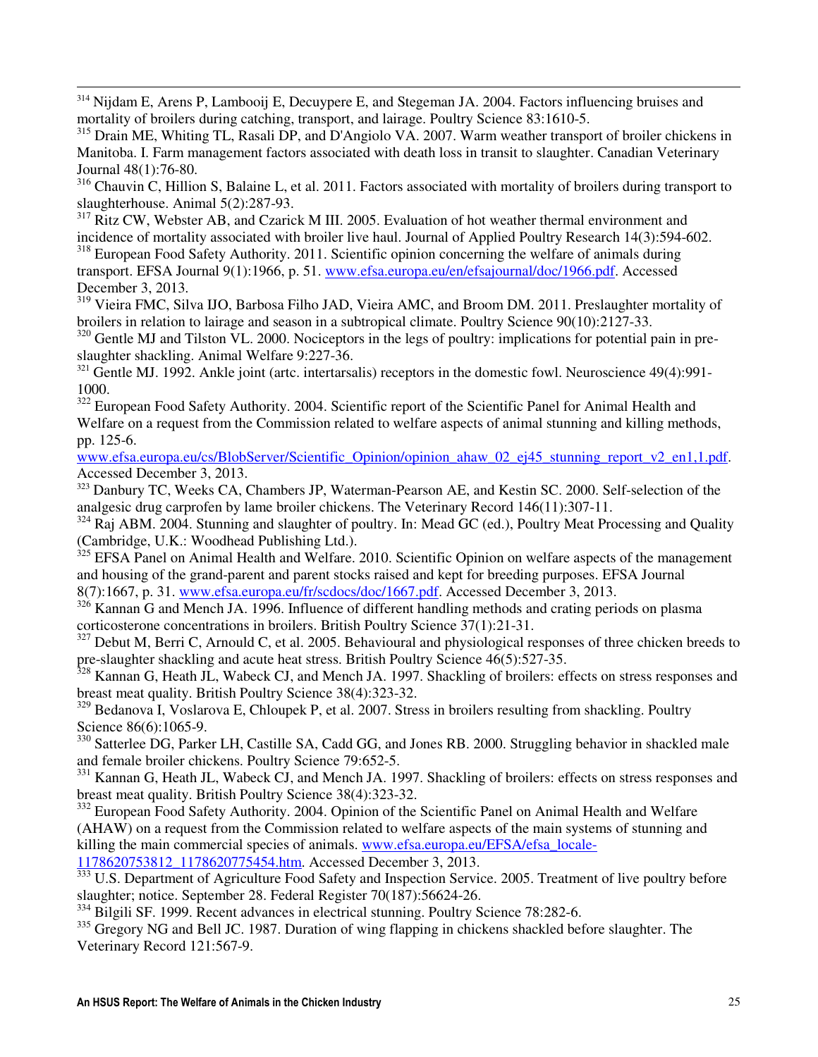[314] Nijdam E, Arens P, Lambooij E, Decuypere E, and Stegeman JA. 2004. Factors influencing bruises and mortality of broilers during catching, transport, and lairage. Poultry Science 83:1610-5.

[315] Drain ME, Whiting TL, Rasali DP, and D'Angiolo VA. 2007. Warm weather transport of broiler chickens in Manitoba. I. Farm management factors associated with death loss in transit to slaughter. Canadian Veterinary Journal 48(1):76-80.

[316] Chauvin C, Hillion S, Balaine L, et al. 2011. Factors associated with mortality of broilers during transport to slaughterhouse. Animal 5(2):287-93.

[317] Ritz CW, Webster AB, and Czarick M III. 2005. Evaluation of hot weather thermal environment and incidence of mortality associated with broiler live haul. Journal of Applied Poultry Research 14(3):594-602.

[318] European Food Safety Authority. 2011. Scientific opinion concerning the welfare of animals during transport. EFSA Journal 9(1):1966, p. 51. www.efsa.europa.eu/en/efsajournal/doc/1966.pdf. Accessed December 3, 2013.

[319] Vieira FMC, Silva IJO, Barbosa Filho JAD, Vieira AMC, and Broom DM. 2011. Preslaughter mortality of broilers in relation to lairage and season in a subtropical climate. Poultry Science 90(10):2127-33.

[320] Gentle MJ and Tilston VL. 2000. Nociceptors in the legs of poultry: implications for potential pain in pre-slaughter shackling. Animal Welfare 9:227-36.

[321] Gentle MJ. 1992. Ankle joint (artc. intertarsalis) receptors in the domestic fowl. Neuroscience 49(4):991-1000.

[322] European Food Safety Authority. 2004. Scientific report of the Scientific Panel for Animal Health and Welfare on a request from the Commission related to welfare aspects of animal stunning and killing methods, pp. 125-6. www.efsa.europa.eu/cs/BlobServer/Scientific_Opinion/opinion_ahaw_02_ej45_stunning_report_v2_en1,1.pdf. Accessed December 3, 2013.

[323] Danbury TC, Weeks CA, Chambers JP, Waterman-Pearson AE, and Kestin SC. 2000. Self-selection of the analgesic drug carprofen by lame broiler chickens. The Veterinary Record 146(11):307-11.

[324] Raj ABM. 2004. Stunning and slaughter of poultry. In: Mead GC (ed.), Poultry Meat Processing and Quality (Cambridge, U.K.: Woodhead Publishing Ltd.).

[325] EFSA Panel on Animal Health and Welfare. 2010. Scientific Opinion on welfare aspects of the management and housing of the grand-parent and parent stocks raised and kept for breeding purposes. EFSA Journal 8(7):1667, p. 31. www.efsa.europa.eu/fr/scdocs/doc/1667.pdf. Accessed December 3, 2013.

[326] Kannan G and Mench JA. 1996. Influence of different handling methods and crating periods on plasma corticosterone concentrations in broilers. British Poultry Science 37(1):21-31.

[327] Debut M, Berri C, Arnould C, et al. 2005. Behavioural and physiological responses of three chicken breeds to pre-slaughter shackling and acute heat stress. British Poultry Science 46(5):527-35.

[328] Kannan G, Heath JL, Wabeck CJ, and Mench JA. 1997. Shackling of broilers: effects on stress responses and breast meat quality. British Poultry Science 38(4):323-32.

[329] Bedanova I, Voslarova E, Chloupek P, et al. 2007. Stress in broilers resulting from shackling. Poultry Science 86(6):1065-9.

[330] Satterlee DG, Parker LH, Castille SA, Cadd GG, and Jones RB. 2000. Struggling behavior in shackled male and female broiler chickens. Poultry Science 79:652-5.

[331] Kannan G, Heath JL, Wabeck CJ, and Mench JA. 1997. Shackling of broilers: effects on stress responses and breast meat quality. British Poultry Science 38(4):323-32.

[332] European Food Safety Authority. 2004. Opinion of the Scientific Panel on Animal Health and Welfare (AHAW) on a request from the Commission related to welfare aspects of the main systems of stunning and killing the main commercial species of animals. www.efsa.europa.eu/EFSA/efsa_locale-1178620753812_1178620775454.htm. Accessed December 3, 2013.

[333] U.S. Department of Agriculture Food Safety and Inspection Service. 2005. Treatment of live poultry before slaughter; notice. September 28. Federal Register 70(187):56624-26.

[334] Bilgili SF. 1999. Recent advances in electrical stunning. Poultry Science 78:282-6.

[335] Gregory NG and Bell JC. 1987. Duration of wing flapping in chickens shackled before slaughter. The Veterinary Record 121:567-9.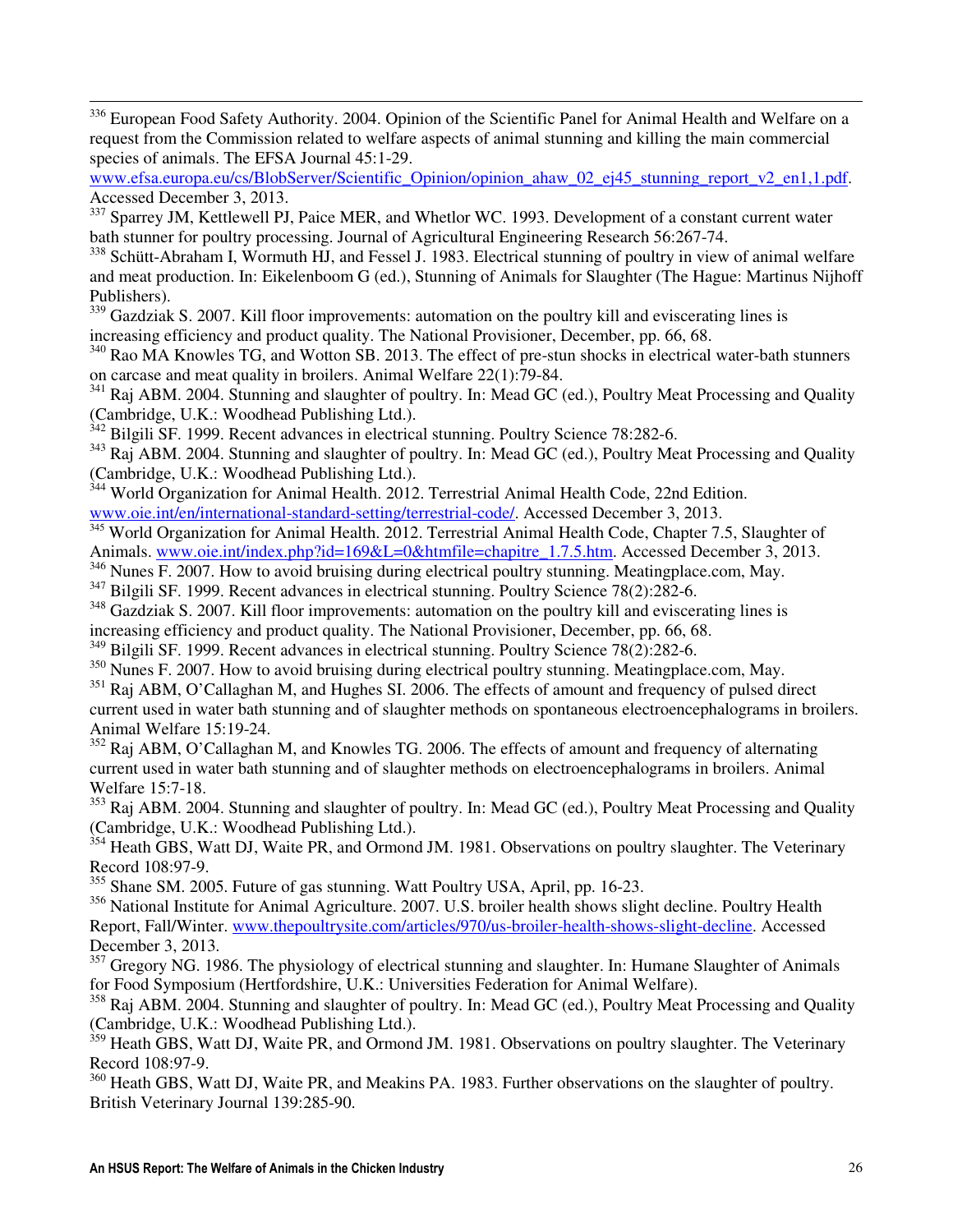[336] European Food Safety Authority. 2004. Opinion of the Scientific Panel for Animal Health and Welfare on a request from the Commission related to welfare aspects of animal stunning and killing the main commercial species of animals. The EFSA Journal 45:1-29. www.efsa.europa.eu/cs/BlobServer/Scientific_Opinion/opinion_ahaw_02_ej45_stunning_report_v2_en1,1.pdf. Accessed December 3, 2013.

[337] Sparrey JM, Kettlewell PJ, Paice MER, and Whetlor WC. 1993. Development of a constant current water bath stunner for poultry processing. Journal of Agricultural Engineering Research 56:267-74.

[338] Schütt-Abraham I, Wormuth HJ, and Fessel J. 1983. Electrical stunning of poultry in view of animal welfare and meat production. In: Eikelenboom G (ed.), Stunning of Animals for Slaughter (The Hague: Martinus Nijhoff Publishers).

[339] Gazdziak S. 2007. Kill floor improvements: automation on the poultry kill and eviscerating lines is increasing efficiency and product quality. The National Provisioner, December, pp. 66, 68.

[340] Rao MA Knowles TG, and Wotton SB. 2013. The effect of pre-stun shocks in electrical water-bath stunners on carcase and meat quality in broilers. Animal Welfare 22(1):79-84.

[341] Raj ABM. 2004. Stunning and slaughter of poultry. In: Mead GC (ed.), Poultry Meat Processing and Quality (Cambridge, U.K.: Woodhead Publishing Ltd.).

[342] Bilgili SF. 1999. Recent advances in electrical stunning. Poultry Science 78:282-6.

[343] Raj ABM. 2004. Stunning and slaughter of poultry. In: Mead GC (ed.), Poultry Meat Processing and Quality (Cambridge, U.K.: Woodhead Publishing Ltd.).

[344] World Organization for Animal Health. 2012. Terrestrial Animal Health Code, 22nd Edition. www.oie.int/en/international-standard-setting/terrestrial-code/. Accessed December 3, 2013.

[345] World Organization for Animal Health. 2012. Terrestrial Animal Health Code, Chapter 7.5, Slaughter of Animals. www.oie.int/index.php?id=169&L=0&htmfile=chapitre_1.7.5.htm. Accessed December 3, 2013.

[346] Nunes F. 2007. How to avoid bruising during electrical poultry stunning. Meatingplace.com, May.

[347] Bilgili SF. 1999. Recent advances in electrical stunning. Poultry Science 78(2):282-6.

[348] Gazdziak S. 2007. Kill floor improvements: automation on the poultry kill and eviscerating lines is increasing efficiency and product quality. The National Provisioner, December, pp. 66, 68.

[349] Bilgili SF. 1999. Recent advances in electrical stunning. Poultry Science 78(2):282-6.

[350] Nunes F. 2007. How to avoid bruising during electrical poultry stunning. Meatingplace.com, May.

[351] Raj ABM, O'Callaghan M, and Hughes SI. 2006. The effects of amount and frequency of pulsed direct current used in water bath stunning and of slaughter methods on spontaneous electroencephalograms in broilers. Animal Welfare 15:19-24.

[352] Raj ABM, O'Callaghan M, and Knowles TG. 2006. The effects of amount and frequency of alternating current used in water bath stunning and of slaughter methods on electroencephalograms in broilers. Animal Welfare 15:7-18.

[353] Raj ABM. 2004. Stunning and slaughter of poultry. In: Mead GC (ed.), Poultry Meat Processing and Quality (Cambridge, U.K.: Woodhead Publishing Ltd.).

[354] Heath GBS, Watt DJ, Waite PR, and Ormond JM. 1981. Observations on poultry slaughter. The Veterinary Record 108:97-9.

[355] Shane SM. 2005. Future of gas stunning. Watt Poultry USA, April, pp. 16-23.

[356] National Institute for Animal Agriculture. 2007. U.S. broiler health shows slight decline. Poultry Health Report, Fall/Winter. www.thepoultrysite.com/articles/970/us-broiler-health-shows-slight-decline. Accessed December 3, 2013.

[357] Gregory NG. 1986. The physiology of electrical stunning and slaughter. In: Humane Slaughter of Animals for Food Symposium (Hertfordshire, U.K.: Universities Federation for Animal Welfare).

[358] Raj ABM. 2004. Stunning and slaughter of poultry. In: Mead GC (ed.), Poultry Meat Processing and Quality (Cambridge, U.K.: Woodhead Publishing Ltd.).

[359] Heath GBS, Watt DJ, Waite PR, and Ormond JM. 1981. Observations on poultry slaughter. The Veterinary Record 108:97-9.

[360] Heath GBS, Watt DJ, Waite PR, and Meakins PA. 1983. Further observations on the slaughter of poultry. British Veterinary Journal 139:285-90.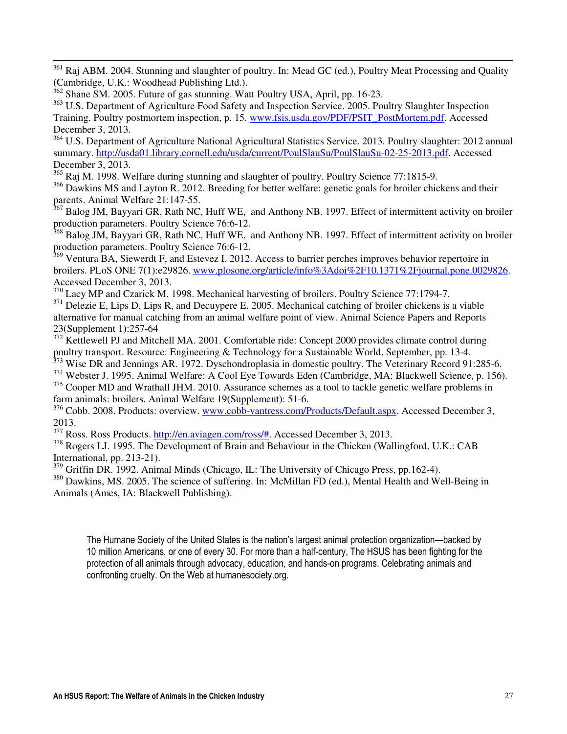[361] Raj ABM. 2004. Stunning and slaughter of poultry. In: Mead GC (ed.), Poultry Meat Processing and Quality (Cambridge, U.K.: Woodhead Publishing Ltd.).

[362] Shane SM. 2005. Future of gas stunning. Watt Poultry USA, April, pp. 16-23.

[363] U.S. Department of Agriculture Food Safety and Inspection Service. 2005. Poultry Slaughter Inspection Training. Poultry postmortem inspection, p. 15. www.fsis.usda.gov/PDF/PSIT_PostMortem.pdf. Accessed December 3, 2013.

[364] U.S. Department of Agriculture National Agricultural Statistics Service. 2013. Poultry slaughter: 2012 annual summary. http://usda01.library.cornell.edu/usda/current/PoulSlauSu/PoulSlauSu-02-25-2013.pdf. Accessed December 3, 2013.

[365] Raj M. 1998. Welfare during stunning and slaughter of poultry. Poultry Science 77:1815-9.

[366] Dawkins MS and Layton R. 2012. Breeding for better welfare: genetic goals for broiler chickens and their parents. Animal Welfare 21:147-55.

[367] Balog JM, Bayyari GR, Rath NC, Huff WE, and Anthony NB. 1997. Effect of intermittent activity on broiler production parameters. Poultry Science 76:6-12.

[368] Balog JM, Bayyari GR, Rath NC, Huff WE, and Anthony NB. 1997. Effect of intermittent activity on broiler production parameters. Poultry Science 76:6-12.

[369] Ventura BA, Siewerdt F, and Estevez I. 2012. Access to barrier perches improves behavior repertoire in broilers. PLoS ONE 7(1):e29826. www.plosone.org/article/info%3Adoi%2F10.1371%2Fjournal.pone.0029826. Accessed December 3, 2013.

[370] Lacy MP and Czarick M. 1998. Mechanical harvesting of broilers. Poultry Science 77:1794-7.

[371] Delezie E, Lips D, Lips R, and Decuypere E. 2005. Mechanical catching of broiler chickens is a viable alternative for manual catching from an animal welfare point of view. Animal Science Papers and Reports 23(Supplement 1):257-64

[372] Kettlewell PJ and Mitchell MA. 2001. Comfortable ride: Concept 2000 provides climate control during poultry transport. Resource: Engineering & Technology for a Sustainable World, September, pp. 13-4.

[373] Wise DR and Jennings AR. 1972. Dyschondroplasia in domestic poultry. The Veterinary Record 91:285-6.

[374] Webster J. 1995. Animal Welfare: A Cool Eye Towards Eden (Cambridge, MA: Blackwell Science, p. 156).

[375] Cooper MD and Wrathall JHM. 2010. Assurance schemes as a tool to tackle genetic welfare problems in farm animals: broilers. Animal Welfare 19(Supplement): 51-6.

[376] Cobb. 2008. Products: overview. www.cobb-vantress.com/Products/Default.aspx. Accessed December 3, 2013.

[377] Ross. Ross Products. http://en.aviagen.com/ross/#. Accessed December 3, 2013.

[378] Rogers LJ. 1995. The Development of Brain and Behaviour in the Chicken (Wallingford, U.K.: CAB International, pp. 213-21).

[379] Griffin DR. 1992. Animal Minds (Chicago, IL: The University of Chicago Press, pp.162-4).

[380] Dawkins, MS. 2005. The science of suffering. In: McMillan FD (ed.), Mental Health and Well-Being in Animals (Ames, IA: Blackwell Publishing).

The Humane Society of the United States is the nation's largest animal protection organization—backed by 10 million Americans, or one of every 30. For more than a half-century, The HSUS has been fighting for the protection of all animals through advocacy, education, and hands-on programs. Celebrating animals and confronting cruelty. On the Web at humanesociety.org.